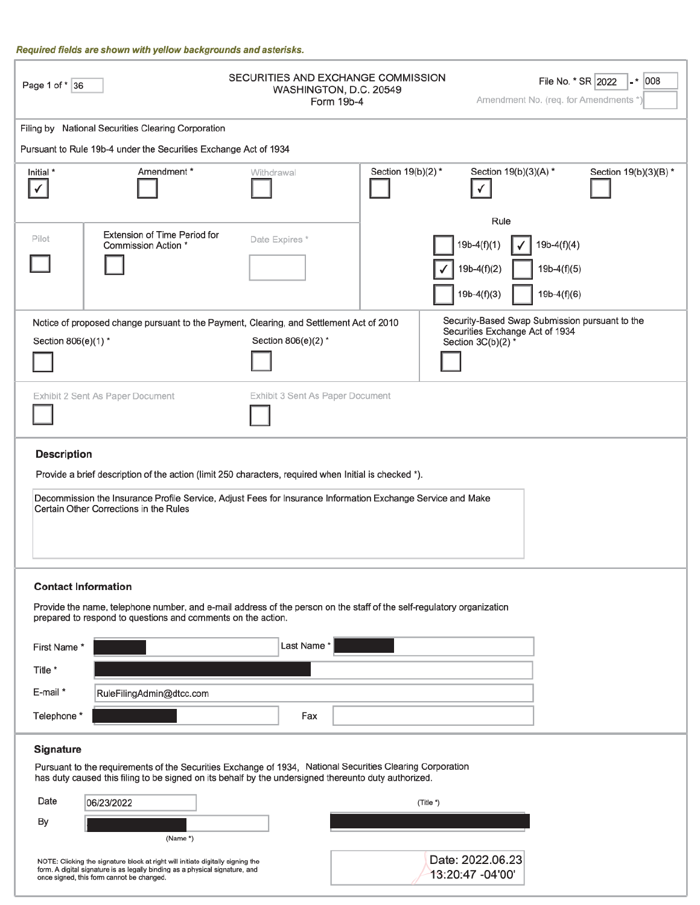*Required fields are shown with yellow backgrounds and asterisks.*

Page 1 of * 36

SECURITIES AND EXCHANGE COMMISSION
WASHINGTON, D.C. 20549
Form 19b-4

File No. * SR 2022 - * 008
Amendment No. (req. for Amendments *)

Filing by National Securities Clearing Corporation

Pursuant to Rule 19b-4 under the Securities Exchange Act of 1934

| Initial * | Amendment * | Withdrawal | Section 19(b)(2) * | Section 19(b)(3)(A) * | Section 19(b)(3)(B) * |
|---|---|---|---|---|---|
| ✓ | ☐ | ☐ | ☐ | ✓ | ☐ |

| Pilot | Extension of Time Period for Commission Action * | Date Expires * |
|---|---|---|
| ☐ | ☐ | |

**Rule**

| | | | |
|---|---|---|---|
| ☐ | 19b-4(f)(1) | ✓ | 19b-4(f)(4) |
| ✓ | 19b-4(f)(2) | ☐ | 19b-4(f)(5) |
| ☐ | 19b-4(f)(3) | ☐ | 19b-4(f)(6) |

Notice of proposed change pursuant to the Payment, Clearing, and Settlement Act of 2010

Section 806(e)(1) * ☐  Section 806(e)(2) * ☐

Security-Based Swap Submission pursuant to the Securities Exchange Act of 1934
Section 3C(b)(2) * ☐

Exhibit 2 Sent As Paper Document ☐  Exhibit 3 Sent As Paper Document ☐

### Description

Provide a brief description of the action (limit 250 characters, required when Initial is checked *).

Decommission the Insurance Profile Service, Adjust Fees for Insurance Information Exchange Service and Make Certain Other Corrections in the Rules

### Contact Information

Provide the name, telephone number, and e-mail address of the person on the staff of the self-regulatory organization prepared to respond to questions and comments on the action.

First Name * [redacted]  Last Name * [redacted]

Title * [redacted]

E-mail * RuleFilingAdmin@dtcc.com

Telephone * [redacted]  Fax

### Signature

Pursuant to the requirements of the Securities Exchange of 1934, National Securities Clearing Corporation has duty caused this filing to be signed on its behalf by the undersigned thereunto duty authorized.

Date 06/23/2022

By [redacted] (Name *)

(Title *) [redacted]

NOTE: Clicking the signature block at right will initiate digitally signing the form. A digital signature is as legally binding as a physical signature, and once signed, this form cannot be changed.

Date: 2022.06.23 13:20:47 -04'00'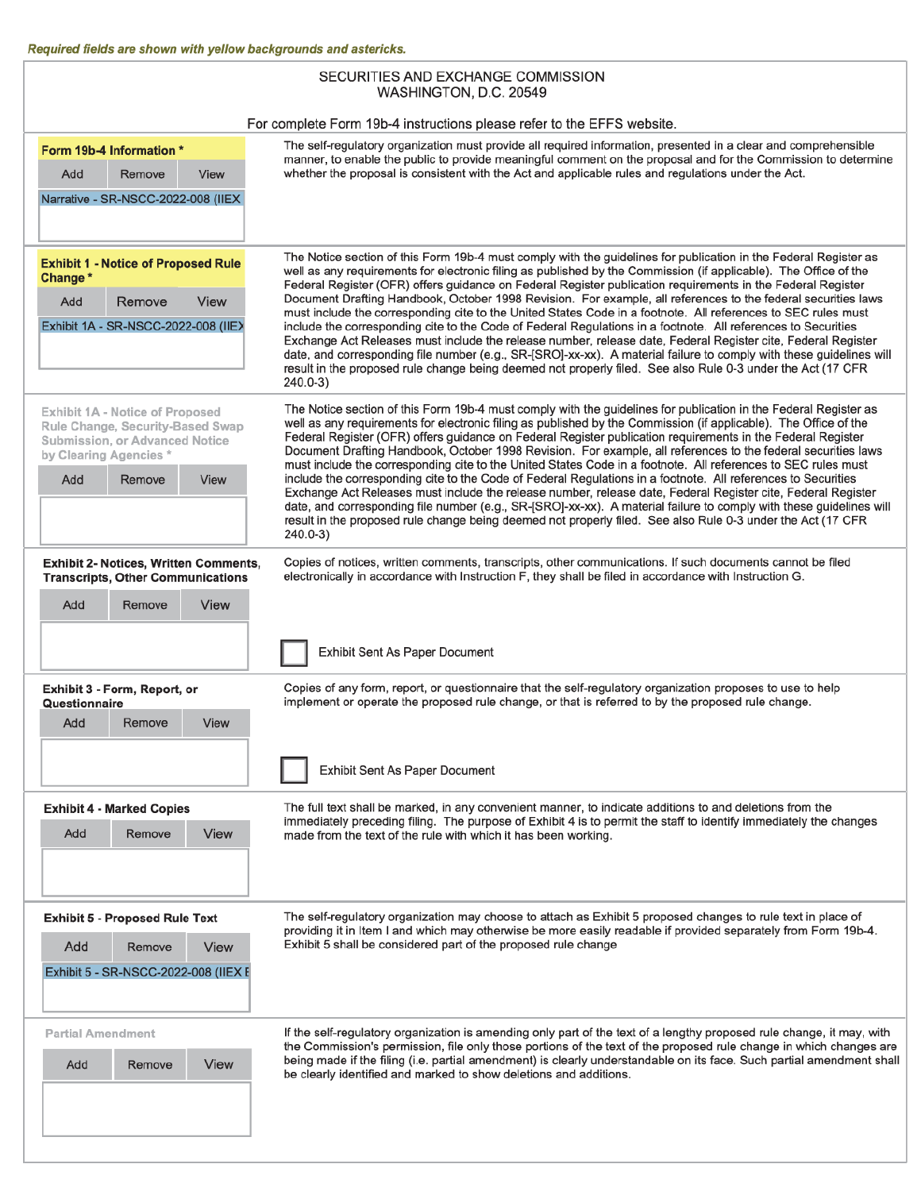*Required fields are shown with yellow backgrounds and astericks.*

SECURITIES AND EXCHANGE COMMISSION
WASHINGTON, D.C. 20549

For complete Form 19b-4 instructions please refer to the EFFS website.

| | |
|---|---|
| **Form 19b-4 Information \***<br>Add Remove View<br>Narrative - SR-NSCC-2022-008 (IIEX | The self-regulatory organization must provide all required information, presented in a clear and comprehensible manner, to enable the public to provide meaningful comment on the proposal and for the Commission to determine whether the proposal is consistent with the Act and applicable rules and regulations under the Act. |
| **Exhibit 1 - Notice of Proposed Rule Change \***<br>Add Remove View<br>Exhibit 1A - SR-NSCC-2022-008 (IIEX | The Notice section of this Form 19b-4 must comply with the guidelines for publication in the Federal Register as well as any requirements for electronic filing as published by the Commission (if applicable). The Office of the Federal Register (OFR) offers guidance on Federal Register publication requirements in the Federal Register Document Drafting Handbook, October 1998 Revision. For example, all references to the federal securities laws must include the corresponding cite to the United States Code in a footnote. All references to SEC rules must include the corresponding cite to the Code of Federal Regulations in a footnote. All references to Securities Exchange Act Releases must include the release number, release date, Federal Register cite, Federal Register date, and corresponding file number (e.g., SR-[SRO]-xx-xx). A material failure to comply with these guidelines will result in the proposed rule change being deemed not properly filed. See also Rule 0-3 under the Act (17 CFR 240.0-3) |
| **Exhibit 1A - Notice of Proposed Rule Change, Security-Based Swap Submission, or Advanced Notice by Clearing Agencies \***<br>Add Remove View | The Notice section of this Form 19b-4 must comply with the guidelines for publication in the Federal Register as well as any requirements for electronic filing as published by the Commission (if applicable). The Office of the Federal Register (OFR) offers guidance on Federal Register publication requirements in the Federal Register Document Drafting Handbook, October 1998 Revision. For example, all references to the federal securities laws must include the corresponding cite to the United States Code in a footnote. All references to SEC rules must include the corresponding cite to the Code of Federal Regulations in a footnote. All references to Securities Exchange Act Releases must include the release number, release date, Federal Register cite, Federal Register date, and corresponding file number (e.g., SR-[SRO]-xx-xx). A material failure to comply with these guidelines will result in the proposed rule change being deemed not properly filed. See also Rule 0-3 under the Act (17 CFR 240.0-3) |
| **Exhibit 2- Notices, Written Comments, Transcripts, Other Communications**<br>Add Remove View | Copies of notices, written comments, transcripts, other communications. If such documents cannot be filed electronically in accordance with Instruction F, they shall be filed in accordance with Instruction G.<br>☐ Exhibit Sent As Paper Document |
| **Exhibit 3 - Form, Report, or Questionnaire**<br>Add Remove View | Copies of any form, report, or questionnaire that the self-regulatory organization proposes to use to help implement or operate the proposed rule change, or that is referred to by the proposed rule change.<br>☐ Exhibit Sent As Paper Document |
| **Exhibit 4 - Marked Copies**<br>Add Remove View | The full text shall be marked, in any convenient manner, to indicate additions to and deletions from the immediately preceding filing. The purpose of Exhibit 4 is to permit the staff to identify immediately the changes made from the text of the rule with which it has been working. |
| **Exhibit 5 - Proposed Rule Text**<br>Add Remove View<br>Exhibit 5 - SR-NSCC-2022-008 (IIEX E | The self-regulatory organization may choose to attach as Exhibit 5 proposed changes to rule text in place of providing it in Item I and which may otherwise be more easily readable if provided separately from Form 19b-4. Exhibit 5 shall be considered part of the proposed rule change |
| **Partial Amendment**<br>Add Remove View | If the self-regulatory organization is amending only part of the text of a lengthy proposed rule change, it may, with the Commission's permission, file only those portions of the text of the proposed rule change in which changes are being made if the filing (i.e. partial amendment) is clearly understandable on its face. Such partial amendment shall be clearly identified and marked to show deletions and additions. |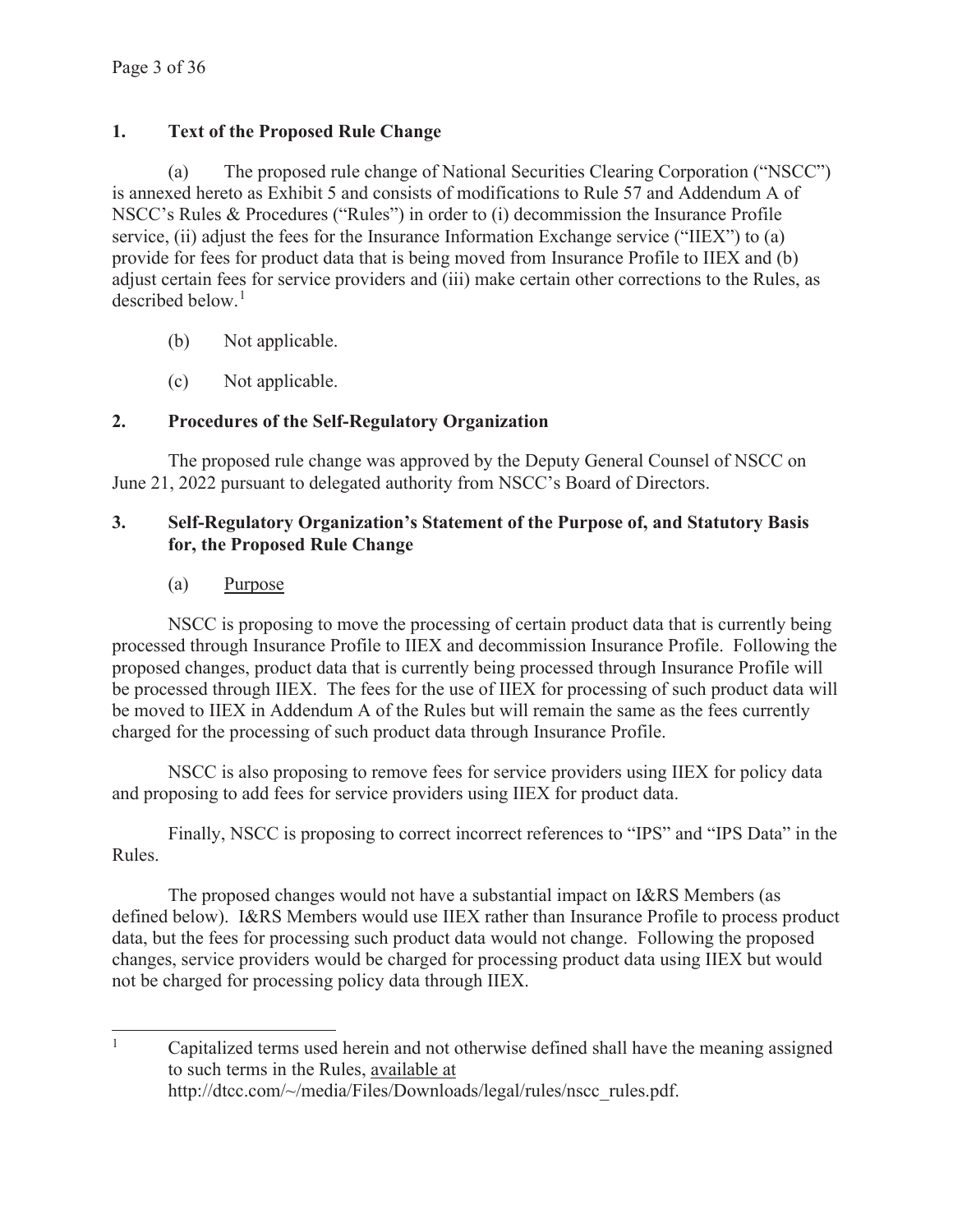## 1. Text of the Proposed Rule Change

(a) The proposed rule change of National Securities Clearing Corporation ("NSCC") is annexed hereto as Exhibit 5 and consists of modifications to Rule 57 and Addendum A of NSCC's Rules & Procedures ("Rules") in order to (i) decommission the Insurance Profile service, (ii) adjust the fees for the Insurance Information Exchange service ("IIEX") to (a) provide for fees for product data that is being moved from Insurance Profile to IIEX and (b) adjust certain fees for service providers and (iii) make certain other corrections to the Rules, as described below.[1]

(b) Not applicable.

(c) Not applicable.

## 2. Procedures of the Self-Regulatory Organization

The proposed rule change was approved by the Deputy General Counsel of NSCC on June 21, 2022 pursuant to delegated authority from NSCC's Board of Directors.

## 3. Self-Regulatory Organization's Statement of the Purpose of, and Statutory Basis for, the Proposed Rule Change

(a) Purpose

NSCC is proposing to move the processing of certain product data that is currently being processed through Insurance Profile to IIEX and decommission Insurance Profile. Following the proposed changes, product data that is currently being processed through Insurance Profile will be processed through IIEX. The fees for the use of IIEX for processing of such product data will be moved to IIEX in Addendum A of the Rules but will remain the same as the fees currently charged for the processing of such product data through Insurance Profile.

NSCC is also proposing to remove fees for service providers using IIEX for policy data and proposing to add fees for service providers using IIEX for product data.

Finally, NSCC is proposing to correct incorrect references to "IPS" and "IPS Data" in the Rules.

The proposed changes would not have a substantial impact on I&RS Members (as defined below). I&RS Members would use IIEX rather than Insurance Profile to process product data, but the fees for processing such product data would not change. Following the proposed changes, service providers would be charged for processing product data using IIEX but would not be charged for processing policy data through IIEX.

---

[1] Capitalized terms used herein and not otherwise defined shall have the meaning assigned to such terms in the Rules, available at http://dtcc.com/~/media/Files/Downloads/legal/rules/nscc_rules.pdf.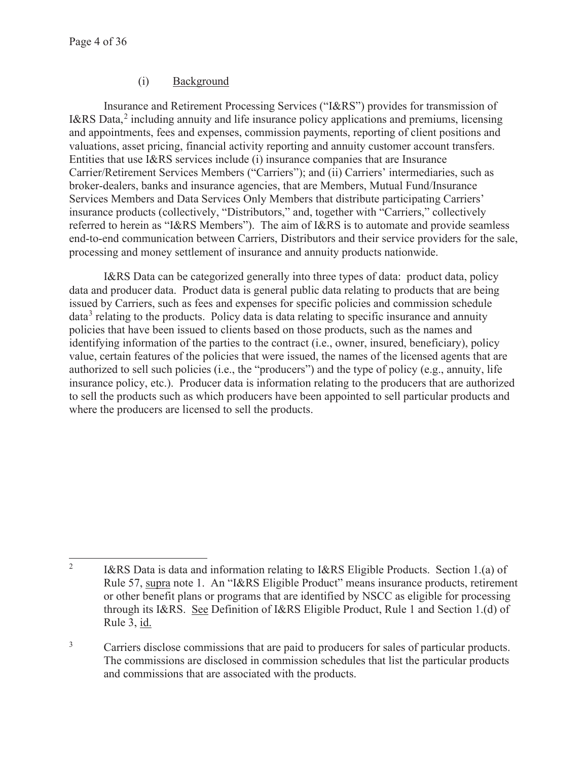### (i) Background

Insurance and Retirement Processing Services ("I&RS") provides for transmission of I&RS Data,[2] including annuity and life insurance policy applications and premiums, licensing and appointments, fees and expenses, commission payments, reporting of client positions and valuations, asset pricing, financial activity reporting and annuity customer account transfers. Entities that use I&RS services include (i) insurance companies that are Insurance Carrier/Retirement Services Members ("Carriers"); and (ii) Carriers' intermediaries, such as broker-dealers, banks and insurance agencies, that are Members, Mutual Fund/Insurance Services Members and Data Services Only Members that distribute participating Carriers' insurance products (collectively, "Distributors," and, together with "Carriers," collectively referred to herein as "I&RS Members"). The aim of I&RS is to automate and provide seamless end-to-end communication between Carriers, Distributors and their service providers for the sale, processing and money settlement of insurance and annuity products nationwide.

I&RS Data can be categorized generally into three types of data: product data, policy data and producer data. Product data is general public data relating to products that are being issued by Carriers, such as fees and expenses for specific policies and commission schedule data[3] relating to the products. Policy data is data relating to specific insurance and annuity policies that have been issued to clients based on those products, such as the names and identifying information of the parties to the contract (i.e., owner, insured, beneficiary), policy value, certain features of the policies that were issued, the names of the licensed agents that are authorized to sell such policies (i.e., the "producers") and the type of policy (e.g., annuity, life insurance policy, etc.). Producer data is information relating to the producers that are authorized to sell the products such as which producers have been appointed to sell particular products and where the producers are licensed to sell the products.

---

[2] I&RS Data is data and information relating to I&RS Eligible Products. Section 1.(a) of Rule 57, supra note 1. An "I&RS Eligible Product" means insurance products, retirement or other benefit plans or programs that are identified by NSCC as eligible for processing through its I&RS. See Definition of I&RS Eligible Product, Rule 1 and Section 1.(d) of Rule 3, id.

[3] Carriers disclose commissions that are paid to producers for sales of particular products. The commissions are disclosed in commission schedules that list the particular products and commissions that are associated with the products.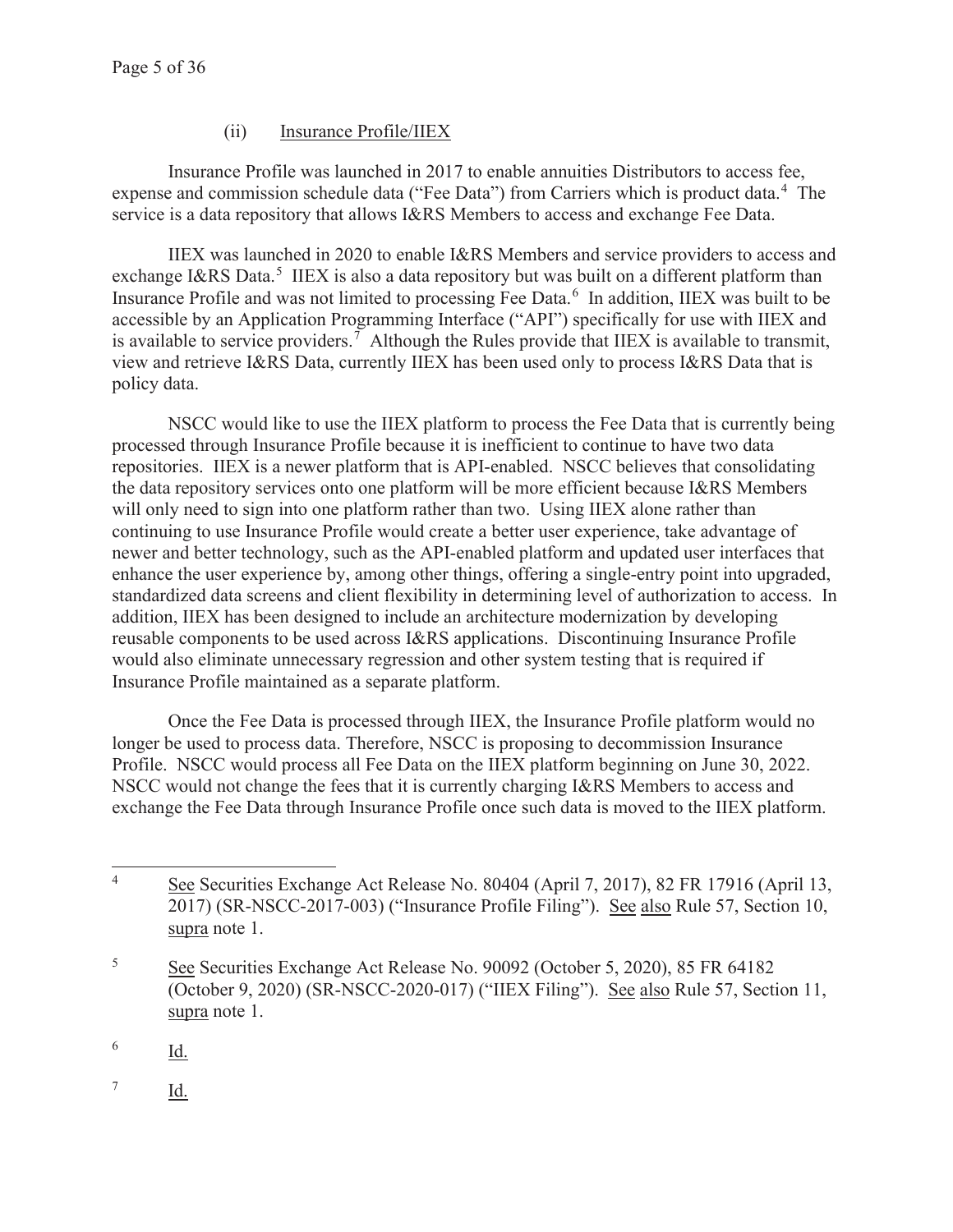### (ii) Insurance Profile/IIEX

Insurance Profile was launched in 2017 to enable annuities Distributors to access fee, expense and commission schedule data ("Fee Data") from Carriers which is product data.[4] The service is a data repository that allows I&RS Members to access and exchange Fee Data.

IIEX was launched in 2020 to enable I&RS Members and service providers to access and exchange I&RS Data.[5] IIEX is also a data repository but was built on a different platform than Insurance Profile and was not limited to processing Fee Data.[6] In addition, IIEX was built to be accessible by an Application Programming Interface ("API") specifically for use with IIEX and is available to service providers.[7] Although the Rules provide that IIEX is available to transmit, view and retrieve I&RS Data, currently IIEX has been used only to process I&RS Data that is policy data.

NSCC would like to use the IIEX platform to process the Fee Data that is currently being processed through Insurance Profile because it is inefficient to continue to have two data repositories. IIEX is a newer platform that is API-enabled. NSCC believes that consolidating the data repository services onto one platform will be more efficient because I&RS Members will only need to sign into one platform rather than two. Using IIEX alone rather than continuing to use Insurance Profile would create a better user experience, take advantage of newer and better technology, such as the API-enabled platform and updated user interfaces that enhance the user experience by, among other things, offering a single-entry point into upgraded, standardized data screens and client flexibility in determining level of authorization to access. In addition, IIEX has been designed to include an architecture modernization by developing reusable components to be used across I&RS applications. Discontinuing Insurance Profile would also eliminate unnecessary regression and other system testing that is required if Insurance Profile maintained as a separate platform.

Once the Fee Data is processed through IIEX, the Insurance Profile platform would no longer be used to process data. Therefore, NSCC is proposing to decommission Insurance Profile. NSCC would process all Fee Data on the IIEX platform beginning on June 30, 2022. NSCC would not change the fees that it is currently charging I&RS Members to access and exchange the Fee Data through Insurance Profile once such data is moved to the IIEX platform.

---

[4] See Securities Exchange Act Release No. 80404 (April 7, 2017), 82 FR 17916 (April 13, 2017) (SR-NSCC-2017-003) ("Insurance Profile Filing"). See also Rule 57, Section 10, supra note 1.

[5] See Securities Exchange Act Release No. 90092 (October 5, 2020), 85 FR 64182 (October 9, 2020) (SR-NSCC-2020-017) ("IIEX Filing"). See also Rule 57, Section 11, supra note 1.

[6] Id.

[7] Id.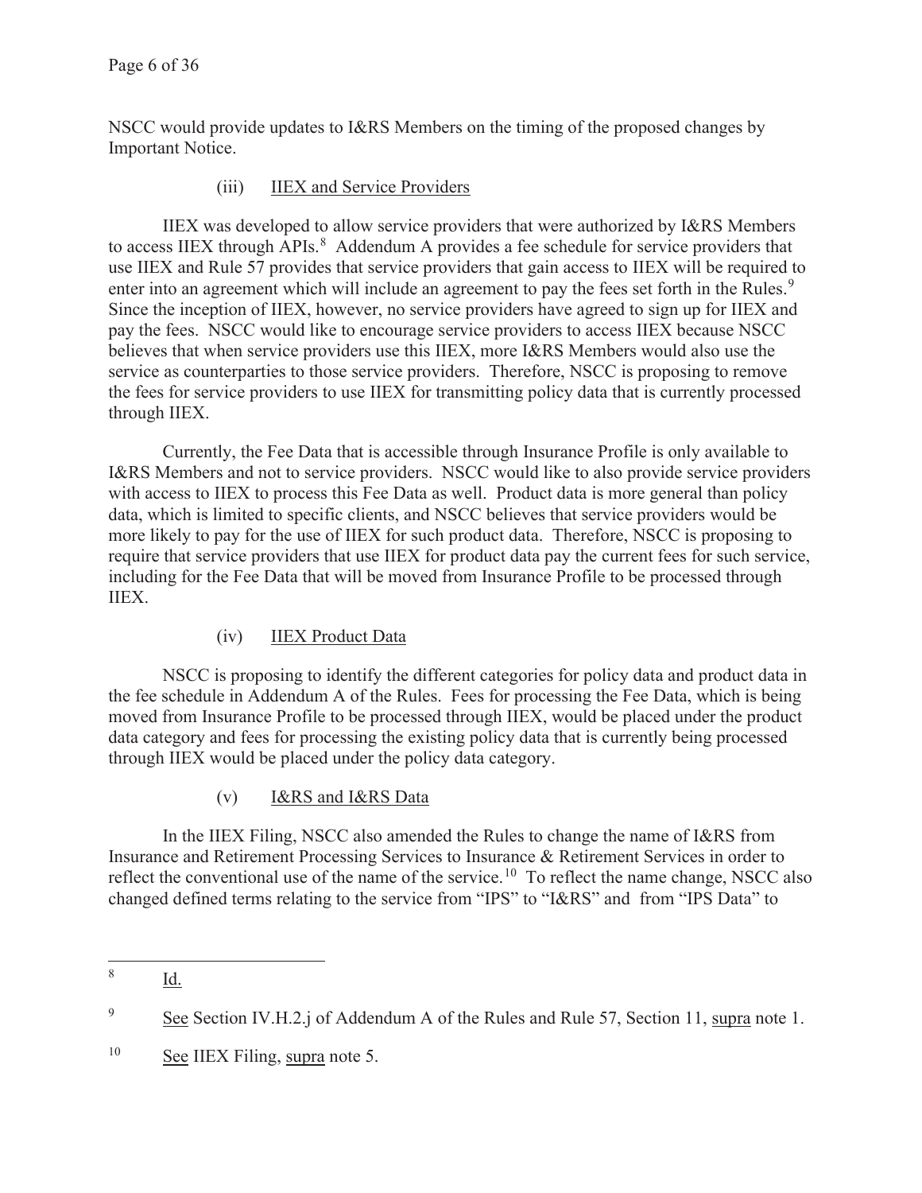NSCC would provide updates to I&RS Members on the timing of the proposed changes by Important Notice.

(iii) IIEX and Service Providers

IIEX was developed to allow service providers that were authorized by I&RS Members to access IIEX through APIs.[8] Addendum A provides a fee schedule for service providers that use IIEX and Rule 57 provides that service providers that gain access to IIEX will be required to enter into an agreement which will include an agreement to pay the fees set forth in the Rules.[9] Since the inception of IIEX, however, no service providers have agreed to sign up for IIEX and pay the fees. NSCC would like to encourage service providers to access IIEX because NSCC believes that when service providers use this IIEX, more I&RS Members would also use the service as counterparties to those service providers. Therefore, NSCC is proposing to remove the fees for service providers to use IIEX for transmitting policy data that is currently processed through IIEX.

Currently, the Fee Data that is accessible through Insurance Profile is only available to I&RS Members and not to service providers. NSCC would like to also provide service providers with access to IIEX to process this Fee Data as well. Product data is more general than policy data, which is limited to specific clients, and NSCC believes that service providers would be more likely to pay for the use of IIEX for such product data. Therefore, NSCC is proposing to require that service providers that use IIEX for product data pay the current fees for such service, including for the Fee Data that will be moved from Insurance Profile to be processed through IIEX.

(iv) IIEX Product Data

NSCC is proposing to identify the different categories for policy data and product data in the fee schedule in Addendum A of the Rules. Fees for processing the Fee Data, which is being moved from Insurance Profile to be processed through IIEX, would be placed under the product data category and fees for processing the existing policy data that is currently being processed through IIEX would be placed under the policy data category.

(v) I&RS and I&RS Data

In the IIEX Filing, NSCC also amended the Rules to change the name of I&RS from Insurance and Retirement Processing Services to Insurance & Retirement Services in order to reflect the conventional use of the name of the service.[10] To reflect the name change, NSCC also changed defined terms relating to the service from "IPS" to "I&RS" and from "IPS Data" to

---

[8] Id.

[9] See Section IV.H.2.j of Addendum A of the Rules and Rule 57, Section 11, supra note 1.

[10] See IIEX Filing, supra note 5.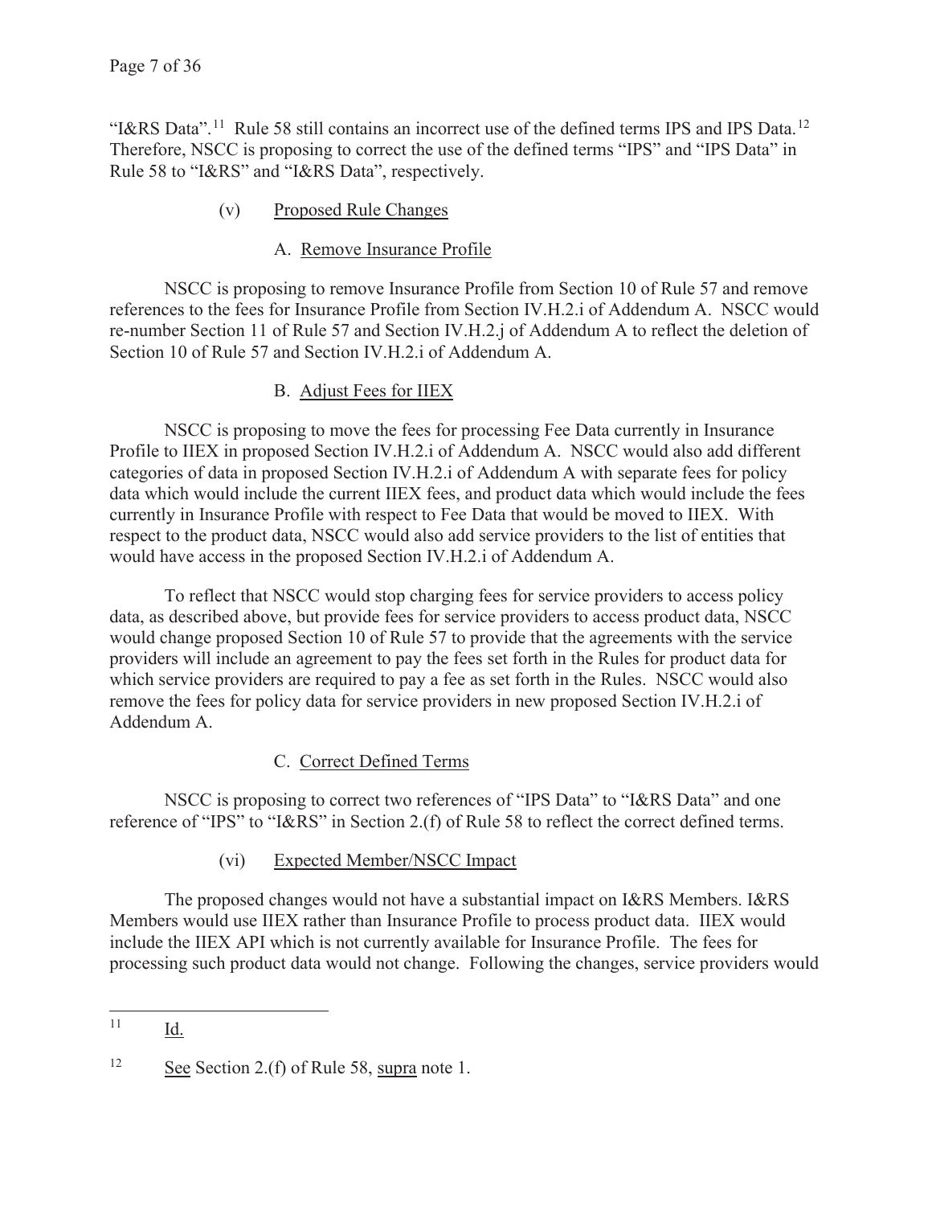"I&RS Data".[11] Rule 58 still contains an incorrect use of the defined terms IPS and IPS Data.[12] Therefore, NSCC is proposing to correct the use of the defined terms "IPS" and "IPS Data" in Rule 58 to "I&RS" and "I&RS Data", respectively.

### (v) Proposed Rule Changes

#### A. Remove Insurance Profile

NSCC is proposing to remove Insurance Profile from Section 10 of Rule 57 and remove references to the fees for Insurance Profile from Section IV.H.2.i of Addendum A. NSCC would re-number Section 11 of Rule 57 and Section IV.H.2.j of Addendum A to reflect the deletion of Section 10 of Rule 57 and Section IV.H.2.i of Addendum A.

#### B. Adjust Fees for IIEX

NSCC is proposing to move the fees for processing Fee Data currently in Insurance Profile to IIEX in proposed Section IV.H.2.i of Addendum A. NSCC would also add different categories of data in proposed Section IV.H.2.i of Addendum A with separate fees for policy data which would include the current IIEX fees, and product data which would include the fees currently in Insurance Profile with respect to Fee Data that would be moved to IIEX. With respect to the product data, NSCC would also add service providers to the list of entities that would have access in the proposed Section IV.H.2.i of Addendum A.

To reflect that NSCC would stop charging fees for service providers to access policy data, as described above, but provide fees for service providers to access product data, NSCC would change proposed Section 10 of Rule 57 to provide that the agreements with the service providers will include an agreement to pay the fees set forth in the Rules for product data for which service providers are required to pay a fee as set forth in the Rules. NSCC would also remove the fees for policy data for service providers in new proposed Section IV.H.2.i of Addendum A.

#### C. Correct Defined Terms

NSCC is proposing to correct two references of "IPS Data" to "I&RS Data" and one reference of "IPS" to "I&RS" in Section 2.(f) of Rule 58 to reflect the correct defined terms.

### (vi) Expected Member/NSCC Impact

The proposed changes would not have a substantial impact on I&RS Members. I&RS Members would use IIEX rather than Insurance Profile to process product data. IIEX would include the IIEX API which is not currently available for Insurance Profile. The fees for processing such product data would not change. Following the changes, service providers would

---

[11] Id.

[12] See Section 2.(f) of Rule 58, supra note 1.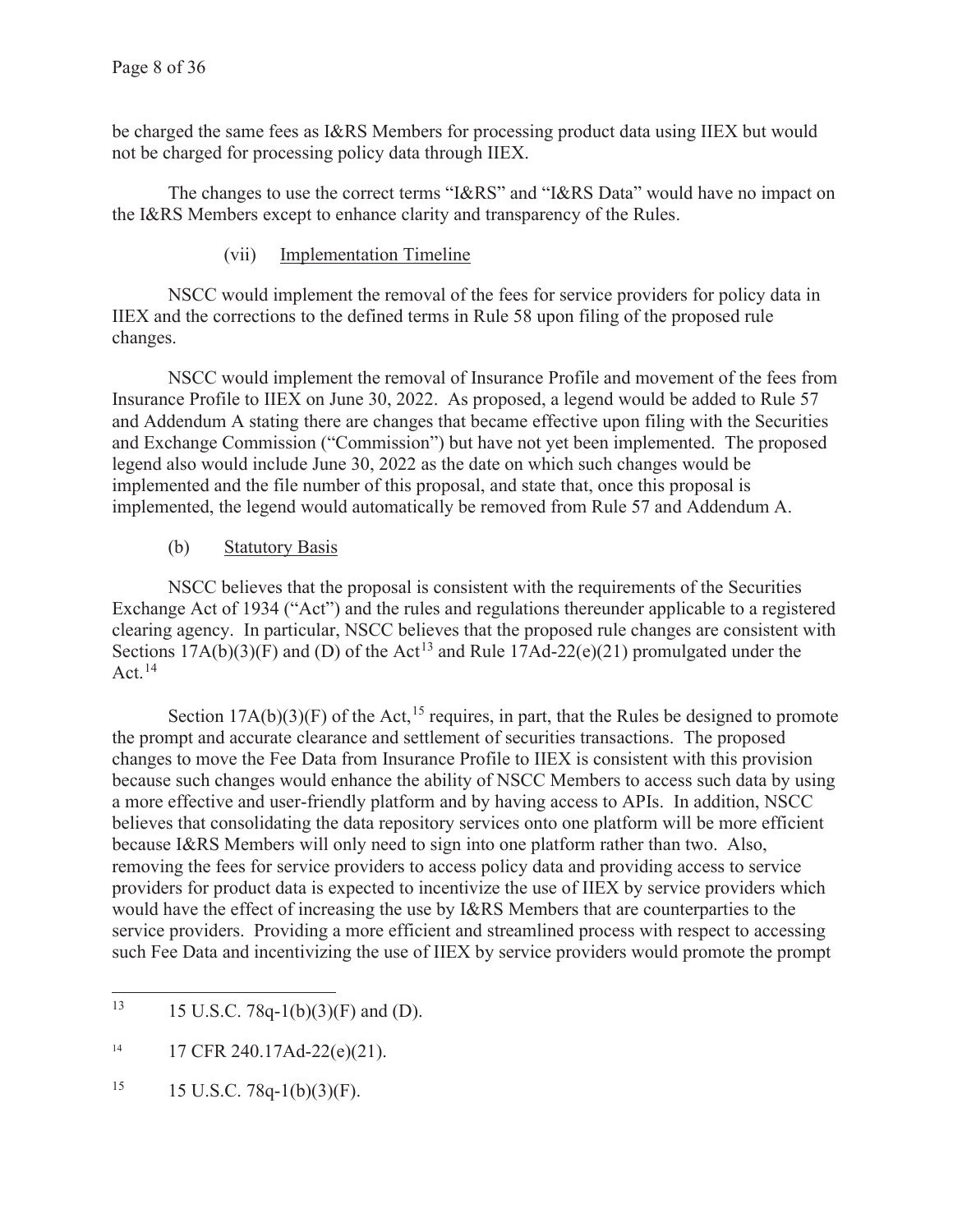be charged the same fees as I&RS Members for processing product data using IIEX but would not be charged for processing policy data through IIEX.

The changes to use the correct terms "I&RS" and "I&RS Data" would have no impact on the I&RS Members except to enhance clarity and transparency of the Rules.

(vii) Implementation Timeline

NSCC would implement the removal of the fees for service providers for policy data in IIEX and the corrections to the defined terms in Rule 58 upon filing of the proposed rule changes.

NSCC would implement the removal of Insurance Profile and movement of the fees from Insurance Profile to IIEX on June 30, 2022. As proposed, a legend would be added to Rule 57 and Addendum A stating there are changes that became effective upon filing with the Securities and Exchange Commission ("Commission") but have not yet been implemented. The proposed legend also would include June 30, 2022 as the date on which such changes would be implemented and the file number of this proposal, and state that, once this proposal is implemented, the legend would automatically be removed from Rule 57 and Addendum A.

(b) Statutory Basis

NSCC believes that the proposal is consistent with the requirements of the Securities Exchange Act of 1934 ("Act") and the rules and regulations thereunder applicable to a registered clearing agency. In particular, NSCC believes that the proposed rule changes are consistent with Sections 17A(b)(3)(F) and (D) of the Act[13] and Rule 17Ad-22(e)(21) promulgated under the Act.[14]

Section 17A(b)(3)(F) of the Act,[15] requires, in part, that the Rules be designed to promote the prompt and accurate clearance and settlement of securities transactions. The proposed changes to move the Fee Data from Insurance Profile to IIEX is consistent with this provision because such changes would enhance the ability of NSCC Members to access such data by using a more effective and user-friendly platform and by having access to APIs. In addition, NSCC believes that consolidating the data repository services onto one platform will be more efficient because I&RS Members will only need to sign into one platform rather than two. Also, removing the fees for service providers to access policy data and providing access to service providers for product data is expected to incentivize the use of IIEX by service providers which would have the effect of increasing the use by I&RS Members that are counterparties to the service providers. Providing a more efficient and streamlined process with respect to accessing such Fee Data and incentivizing the use of IIEX by service providers would promote the prompt

---

[13] 15 U.S.C. 78q-1(b)(3)(F) and (D).

[14] 17 CFR 240.17Ad-22(e)(21).

[15] 15 U.S.C. 78q-1(b)(3)(F).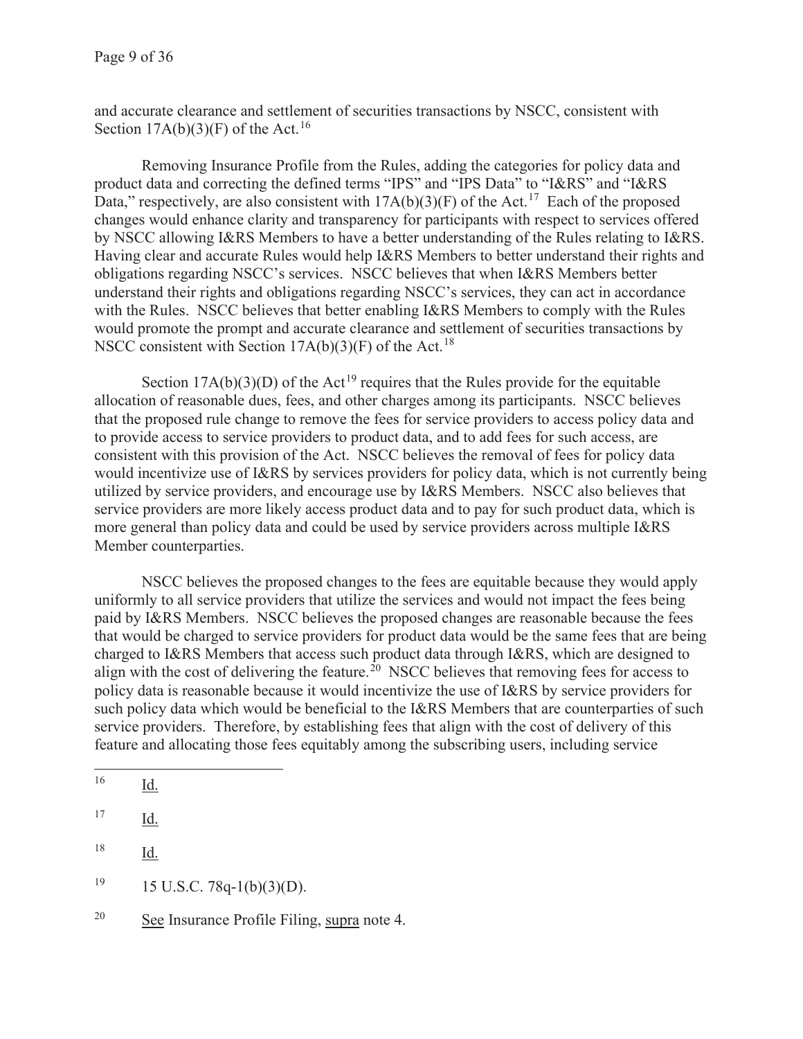and accurate clearance and settlement of securities transactions by NSCC, consistent with Section 17A(b)(3)(F) of the Act.[16]

Removing Insurance Profile from the Rules, adding the categories for policy data and product data and correcting the defined terms "IPS" and "IPS Data" to "I&RS" and "I&RS Data," respectively, are also consistent with 17A(b)(3)(F) of the Act.[17] Each of the proposed changes would enhance clarity and transparency for participants with respect to services offered by NSCC allowing I&RS Members to have a better understanding of the Rules relating to I&RS. Having clear and accurate Rules would help I&RS Members to better understand their rights and obligations regarding NSCC's services. NSCC believes that when I&RS Members better understand their rights and obligations regarding NSCC's services, they can act in accordance with the Rules. NSCC believes that better enabling I&RS Members to comply with the Rules would promote the prompt and accurate clearance and settlement of securities transactions by NSCC consistent with Section 17A(b)(3)(F) of the Act.[18]

Section 17A(b)(3)(D) of the Act[19] requires that the Rules provide for the equitable allocation of reasonable dues, fees, and other charges among its participants. NSCC believes that the proposed rule change to remove the fees for service providers to access policy data and to provide access to service providers to product data, and to add fees for such access, are consistent with this provision of the Act. NSCC believes the removal of fees for policy data would incentivize use of I&RS by services providers for policy data, which is not currently being utilized by service providers, and encourage use by I&RS Members. NSCC also believes that service providers are more likely access product data and to pay for such product data, which is more general than policy data and could be used by service providers across multiple I&RS Member counterparties.

NSCC believes the proposed changes to the fees are equitable because they would apply uniformly to all service providers that utilize the services and would not impact the fees being paid by I&RS Members. NSCC believes the proposed changes are reasonable because the fees that would be charged to service providers for product data would be the same fees that are being charged to I&RS Members that access such product data through I&RS, which are designed to align with the cost of delivering the feature.[20] NSCC believes that removing fees for access to policy data is reasonable because it would incentivize the use of I&RS by service providers for such policy data which would be beneficial to the I&RS Members that are counterparties of such service providers. Therefore, by establishing fees that align with the cost of delivery of this feature and allocating those fees equitably among the subscribing users, including service

---

[16] Id.

[17] Id.

[18] Id.

[19] 15 U.S.C. 78q-1(b)(3)(D).

[20] See Insurance Profile Filing, supra note 4.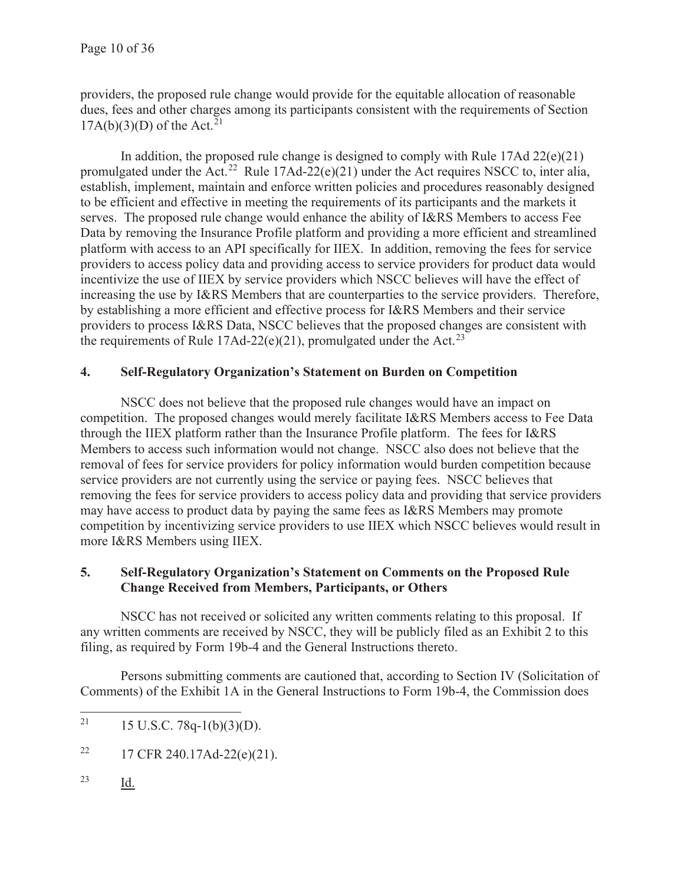providers, the proposed rule change would provide for the equitable allocation of reasonable dues, fees and other charges among its participants consistent with the requirements of Section 17A(b)(3)(D) of the Act.[21]

In addition, the proposed rule change is designed to comply with Rule 17Ad 22(e)(21) promulgated under the Act.[22] Rule 17Ad-22(e)(21) under the Act requires NSCC to, inter alia, establish, implement, maintain and enforce written policies and procedures reasonably designed to be efficient and effective in meeting the requirements of its participants and the markets it serves. The proposed rule change would enhance the ability of I&RS Members to access Fee Data by removing the Insurance Profile platform and providing a more efficient and streamlined platform with access to an API specifically for IIEX. In addition, removing the fees for service providers to access policy data and providing access to service providers for product data would incentivize the use of IIEX by service providers which NSCC believes will have the effect of increasing the use by I&RS Members that are counterparties to the service providers. Therefore, by establishing a more efficient and effective process for I&RS Members and their service providers to process I&RS Data, NSCC believes that the proposed changes are consistent with the requirements of Rule 17Ad-22(e)(21), promulgated under the Act.[23]

## 4. Self-Regulatory Organization's Statement on Burden on Competition

NSCC does not believe that the proposed rule changes would have an impact on competition. The proposed changes would merely facilitate I&RS Members access to Fee Data through the IIEX platform rather than the Insurance Profile platform. The fees for I&RS Members to access such information would not change. NSCC also does not believe that the removal of fees for service providers for policy information would burden competition because service providers are not currently using the service or paying fees. NSCC believes that removing the fees for service providers to access policy data and providing that service providers may have access to product data by paying the same fees as I&RS Members may promote competition by incentivizing service providers to use IIEX which NSCC believes would result in more I&RS Members using IIEX.

## 5. Self-Regulatory Organization's Statement on Comments on the Proposed Rule Change Received from Members, Participants, or Others

NSCC has not received or solicited any written comments relating to this proposal. If any written comments are received by NSCC, they will be publicly filed as an Exhibit 2 to this filing, as required by Form 19b-4 and the General Instructions thereto.

Persons submitting comments are cautioned that, according to Section IV (Solicitation of Comments) of the Exhibit 1A in the General Instructions to Form 19b-4, the Commission does

---

[21] 15 U.S.C. 78q-1(b)(3)(D).

[22] 17 CFR 240.17Ad-22(e)(21).

[23] Id.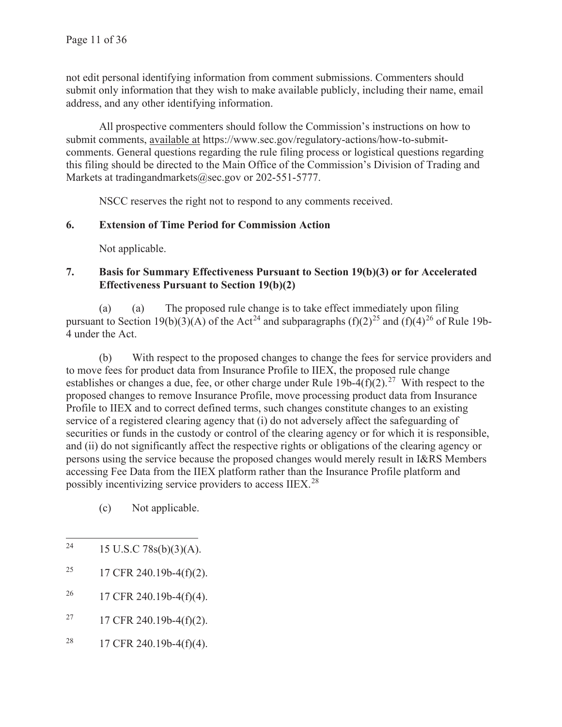not edit personal identifying information from comment submissions. Commenters should submit only information that they wish to make available publicly, including their name, email address, and any other identifying information.

All prospective commenters should follow the Commission's instructions on how to submit comments, available at https://www.sec.gov/regulatory-actions/how-to-submit-comments. General questions regarding the rule filing process or logistical questions regarding this filing should be directed to the Main Office of the Commission's Division of Trading and Markets at tradingandmarkets@sec.gov or 202-551-5777.

NSCC reserves the right not to respond to any comments received.

**6. Extension of Time Period for Commission Action**

Not applicable.

**7. Basis for Summary Effectiveness Pursuant to Section 19(b)(3) or for Accelerated Effectiveness Pursuant to Section 19(b)(2)**

(a) (a) The proposed rule change is to take effect immediately upon filing pursuant to Section 19(b)(3)(A) of the Act[24] and subparagraphs (f)(2)[25] and (f)(4)[26] of Rule 19b-4 under the Act.

(b) With respect to the proposed changes to change the fees for service providers and to move fees for product data from Insurance Profile to IIEX, the proposed rule change establishes or changes a due, fee, or other charge under Rule 19b-4(f)(2).[27] With respect to the proposed changes to remove Insurance Profile, move processing product data from Insurance Profile to IIEX and to correct defined terms, such changes constitute changes to an existing service of a registered clearing agency that (i) do not adversely affect the safeguarding of securities or funds in the custody or control of the clearing agency or for which it is responsible, and (ii) do not significantly affect the respective rights or obligations of the clearing agency or persons using the service because the proposed changes would merely result in I&RS Members accessing Fee Data from the IIEX platform rather than the Insurance Profile platform and possibly incentivizing service providers to access IIEX.[28]

(c) Not applicable.

---

[24] 15 U.S.C 78s(b)(3)(A).

[25] 17 CFR 240.19b-4(f)(2).

[26] 17 CFR 240.19b-4(f)(4).

[27] 17 CFR 240.19b-4(f)(2).

[28] 17 CFR 240.19b-4(f)(4).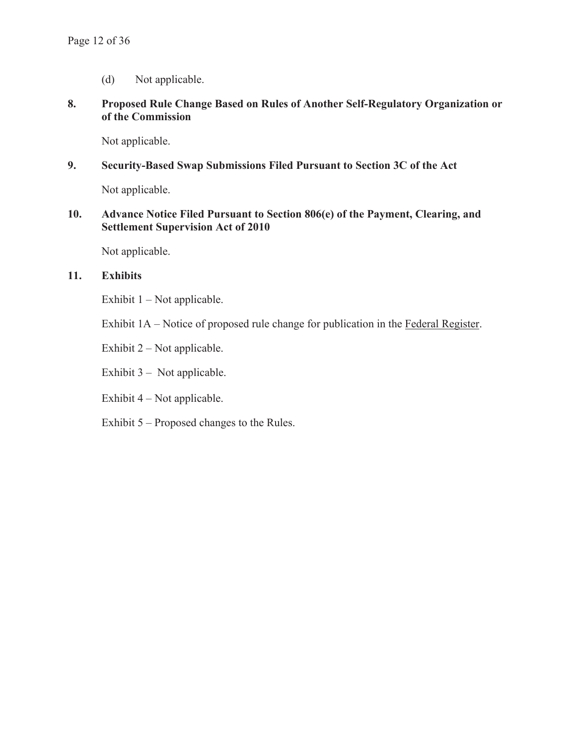(d) Not applicable.

**8. Proposed Rule Change Based on Rules of Another Self-Regulatory Organization or of the Commission**

Not applicable.

**9. Security-Based Swap Submissions Filed Pursuant to Section 3C of the Act**

Not applicable.

**10. Advance Notice Filed Pursuant to Section 806(e) of the Payment, Clearing, and Settlement Supervision Act of 2010**

Not applicable.

**11. Exhibits**

Exhibit 1 – Not applicable.

Exhibit 1A – Notice of proposed rule change for publication in the Federal Register.

Exhibit 2 – Not applicable.

Exhibit 3 – Not applicable.

Exhibit 4 – Not applicable.

Exhibit 5 – Proposed changes to the Rules.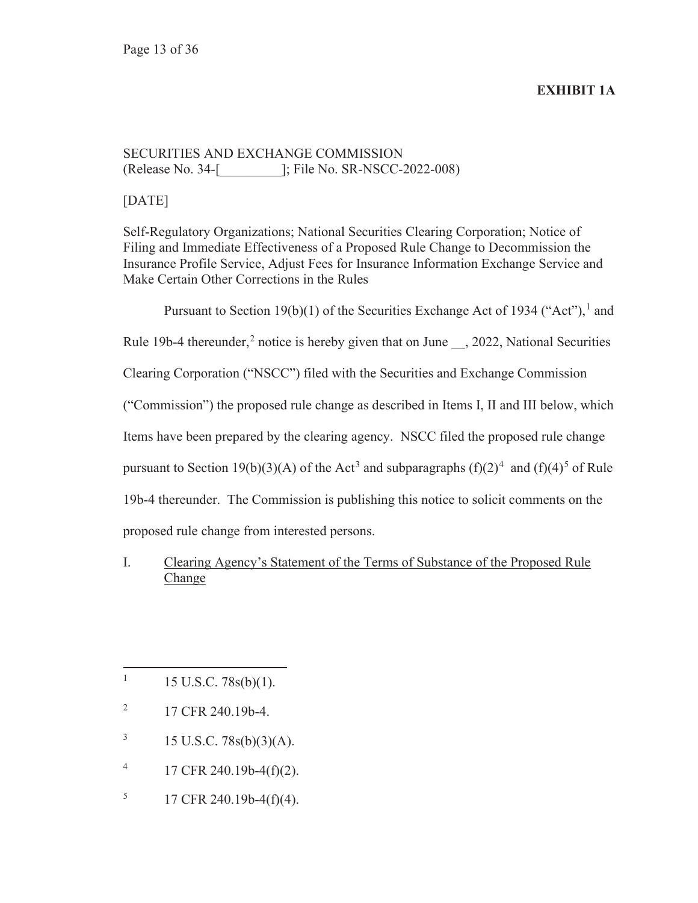**EXHIBIT 1A**

SECURITIES AND EXCHANGE COMMISSION
(Release No. 34-[_________]; File No. SR-NSCC-2022-008)

[DATE]

Self-Regulatory Organizations; National Securities Clearing Corporation; Notice of Filing and Immediate Effectiveness of a Proposed Rule Change to Decommission the Insurance Profile Service, Adjust Fees for Insurance Information Exchange Service and Make Certain Other Corrections in the Rules

Pursuant to Section 19(b)(1) of the Securities Exchange Act of 1934 ("Act"),[1] and Rule 19b-4 thereunder,[2] notice is hereby given that on June __, 2022, National Securities Clearing Corporation ("NSCC") filed with the Securities and Exchange Commission ("Commission") the proposed rule change as described in Items I, II and III below, which Items have been prepared by the clearing agency. NSCC filed the proposed rule change pursuant to Section 19(b)(3)(A) of the Act[3] and subparagraphs (f)(2)[4] and (f)(4)[5] of Rule 19b-4 thereunder. The Commission is publishing this notice to solicit comments on the proposed rule change from interested persons.

I. Clearing Agency's Statement of the Terms of Substance of the Proposed Rule Change

---

[1] 15 U.S.C. 78s(b)(1).

[2] 17 CFR 240.19b-4.

[3] 15 U.S.C. 78s(b)(3)(A).

[4] 17 CFR 240.19b-4(f)(2).

[5] 17 CFR 240.19b-4(f)(4).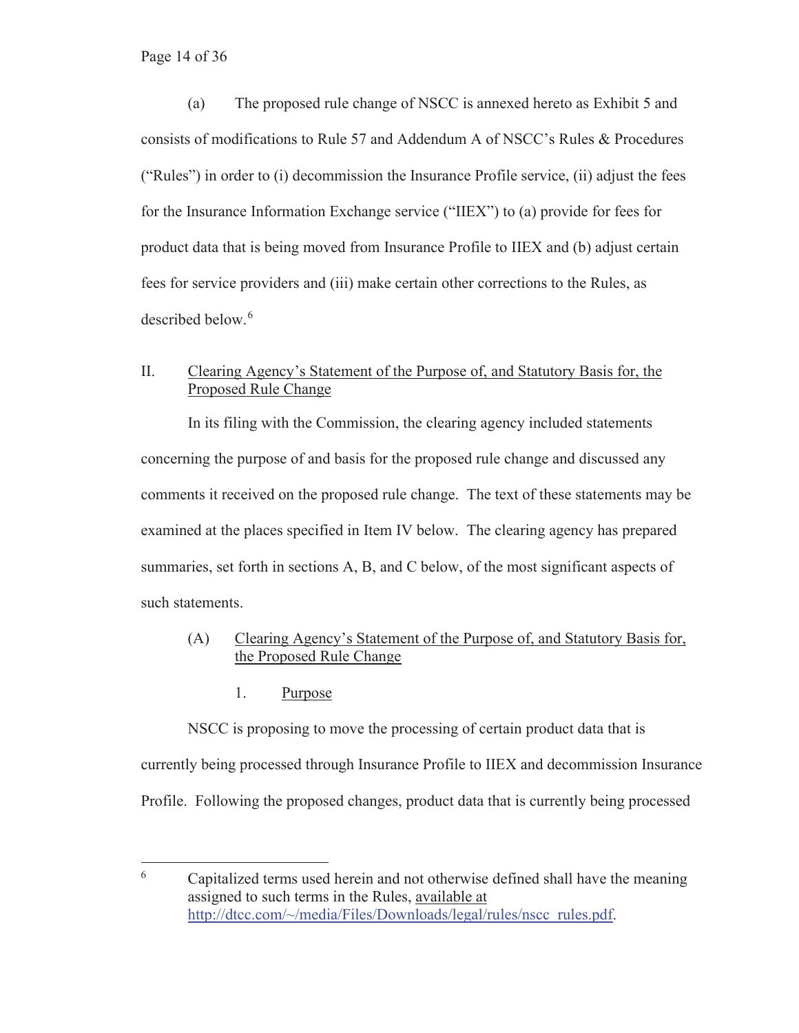(a) The proposed rule change of NSCC is annexed hereto as Exhibit 5 and consists of modifications to Rule 57 and Addendum A of NSCC's Rules & Procedures ("Rules") in order to (i) decommission the Insurance Profile service, (ii) adjust the fees for the Insurance Information Exchange service ("IIEX") to (a) provide for fees for product data that is being moved from Insurance Profile to IIEX and (b) adjust certain fees for service providers and (iii) make certain other corrections to the Rules, as described below.[6]

## II. Clearing Agency's Statement of the Purpose of, and Statutory Basis for, the Proposed Rule Change

In its filing with the Commission, the clearing agency included statements concerning the purpose of and basis for the proposed rule change and discussed any comments it received on the proposed rule change. The text of these statements may be examined at the places specified in Item IV below. The clearing agency has prepared summaries, set forth in sections A, B, and C below, of the most significant aspects of such statements.

### (A) Clearing Agency's Statement of the Purpose of, and Statutory Basis for, the Proposed Rule Change

#### 1. Purpose

NSCC is proposing to move the processing of certain product data that is currently being processed through Insurance Profile to IIEX and decommission Insurance Profile. Following the proposed changes, product data that is currently being processed

---

[6] Capitalized terms used herein and not otherwise defined shall have the meaning assigned to such terms in the Rules, available at http://dtcc.com/~/media/Files/Downloads/legal/rules/nscc_rules.pdf.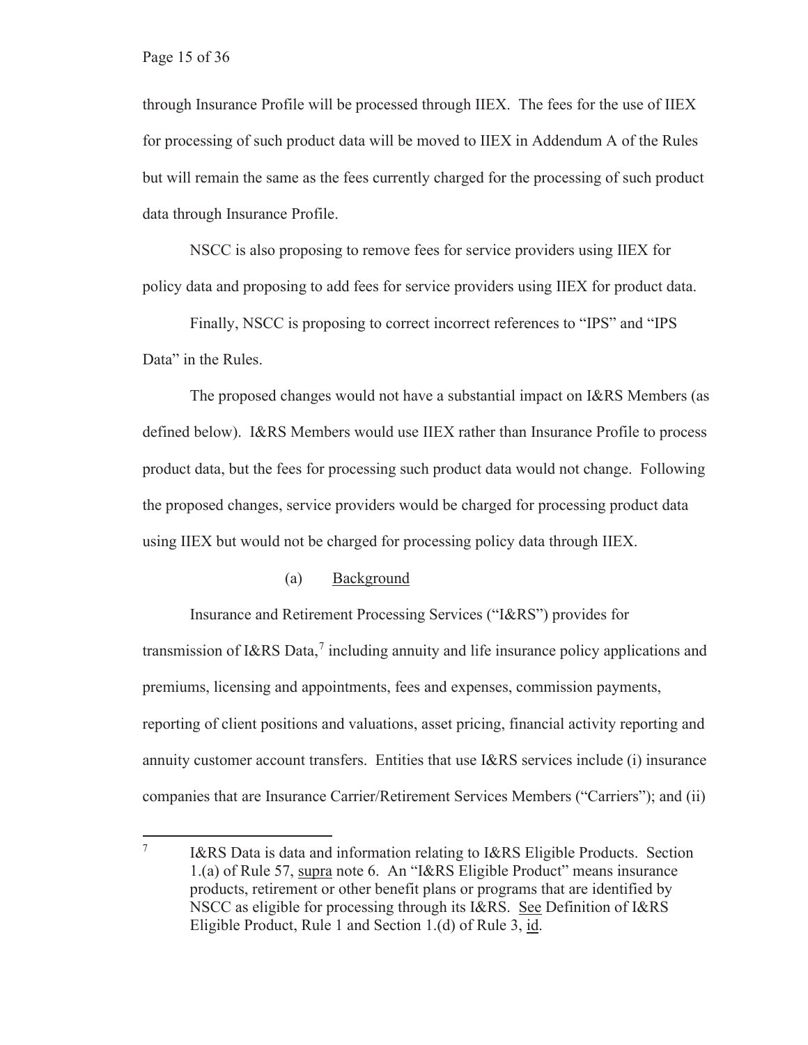through Insurance Profile will be processed through IIEX. The fees for the use of IIEX for processing of such product data will be moved to IIEX in Addendum A of the Rules but will remain the same as the fees currently charged for the processing of such product data through Insurance Profile.

NSCC is also proposing to remove fees for service providers using IIEX for policy data and proposing to add fees for service providers using IIEX for product data.

Finally, NSCC is proposing to correct incorrect references to "IPS" and "IPS Data" in the Rules.

The proposed changes would not have a substantial impact on I&RS Members (as defined below). I&RS Members would use IIEX rather than Insurance Profile to process product data, but the fees for processing such product data would not change. Following the proposed changes, service providers would be charged for processing product data using IIEX but would not be charged for processing policy data through IIEX.

### (a) Background

Insurance and Retirement Processing Services ("I&RS") provides for transmission of I&RS Data,[7] including annuity and life insurance policy applications and premiums, licensing and appointments, fees and expenses, commission payments, reporting of client positions and valuations, asset pricing, financial activity reporting and annuity customer account transfers. Entities that use I&RS services include (i) insurance companies that are Insurance Carrier/Retirement Services Members ("Carriers"); and (ii)

[7] I&RS Data is data and information relating to I&RS Eligible Products. Section 1.(a) of Rule 57, supra note 6. An "I&RS Eligible Product" means insurance products, retirement or other benefit plans or programs that are identified by NSCC as eligible for processing through its I&RS. See Definition of I&RS Eligible Product, Rule 1 and Section 1.(d) of Rule 3, id.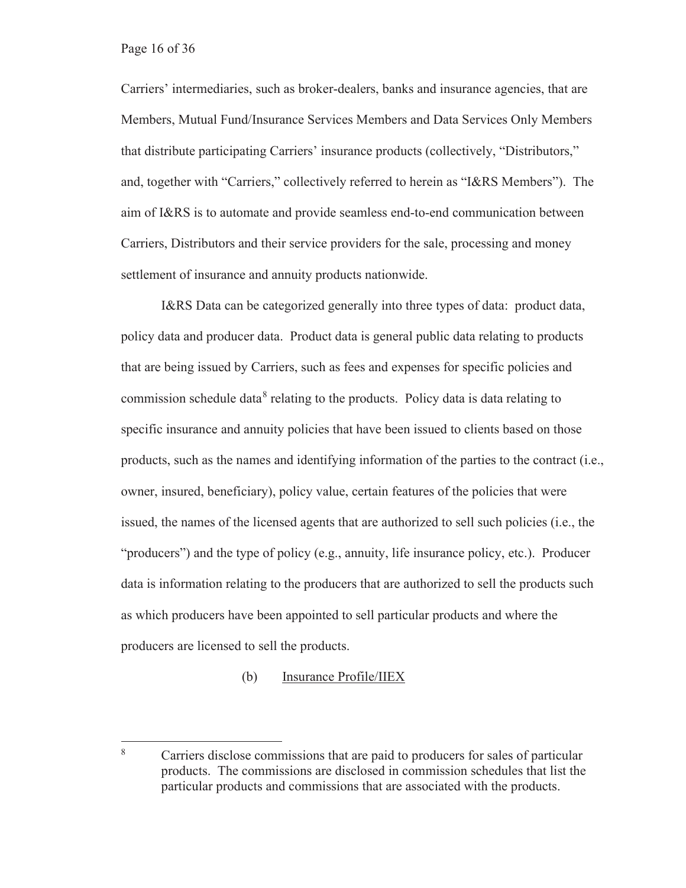Carriers' intermediaries, such as broker-dealers, banks and insurance agencies, that are Members, Mutual Fund/Insurance Services Members and Data Services Only Members that distribute participating Carriers' insurance products (collectively, "Distributors," and, together with "Carriers," collectively referred to herein as "I&RS Members"). The aim of I&RS is to automate and provide seamless end-to-end communication between Carriers, Distributors and their service providers for the sale, processing and money settlement of insurance and annuity products nationwide.

I&RS Data can be categorized generally into three types of data: product data, policy data and producer data. Product data is general public data relating to products that are being issued by Carriers, such as fees and expenses for specific policies and commission schedule data[8] relating to the products. Policy data is data relating to specific insurance and annuity policies that have been issued to clients based on those products, such as the names and identifying information of the parties to the contract (i.e., owner, insured, beneficiary), policy value, certain features of the policies that were issued, the names of the licensed agents that are authorized to sell such policies (i.e., the "producers") and the type of policy (e.g., annuity, life insurance policy, etc.). Producer data is information relating to the producers that are authorized to sell the products such as which producers have been appointed to sell particular products and where the producers are licensed to sell the products.

(b) Insurance Profile/IIEX

[8] Carriers disclose commissions that are paid to producers for sales of particular products. The commissions are disclosed in commission schedules that list the particular products and commissions that are associated with the products.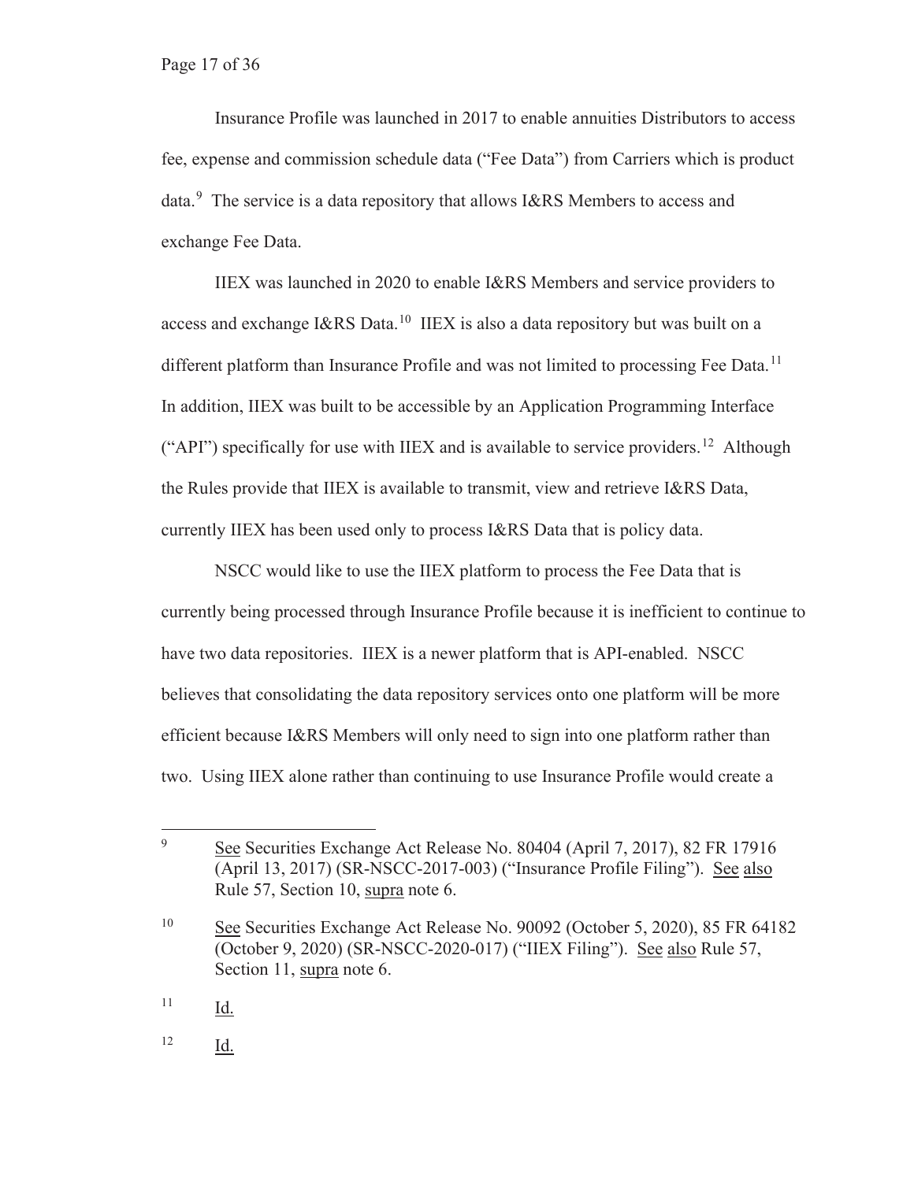Insurance Profile was launched in 2017 to enable annuities Distributors to access fee, expense and commission schedule data ("Fee Data") from Carriers which is product data.[9] The service is a data repository that allows I&RS Members to access and exchange Fee Data.

IIEX was launched in 2020 to enable I&RS Members and service providers to access and exchange I&RS Data.[10] IIEX is also a data repository but was built on a different platform than Insurance Profile and was not limited to processing Fee Data.[11] In addition, IIEX was built to be accessible by an Application Programming Interface ("API") specifically for use with IIEX and is available to service providers.[12] Although the Rules provide that IIEX is available to transmit, view and retrieve I&RS Data, currently IIEX has been used only to process I&RS Data that is policy data.

NSCC would like to use the IIEX platform to process the Fee Data that is currently being processed through Insurance Profile because it is inefficient to continue to have two data repositories. IIEX is a newer platform that is API-enabled. NSCC believes that consolidating the data repository services onto one platform will be more efficient because I&RS Members will only need to sign into one platform rather than two. Using IIEX alone rather than continuing to use Insurance Profile would create a

---

[9] See Securities Exchange Act Release No. 80404 (April 7, 2017), 82 FR 17916 (April 13, 2017) (SR-NSCC-2017-003) ("Insurance Profile Filing"). See also Rule 57, Section 10, supra note 6.

[10] See Securities Exchange Act Release No. 90092 (October 5, 2020), 85 FR 64182 (October 9, 2020) (SR-NSCC-2020-017) ("IIEX Filing"). See also Rule 57, Section 11, supra note 6.

[11] Id.

[12] Id.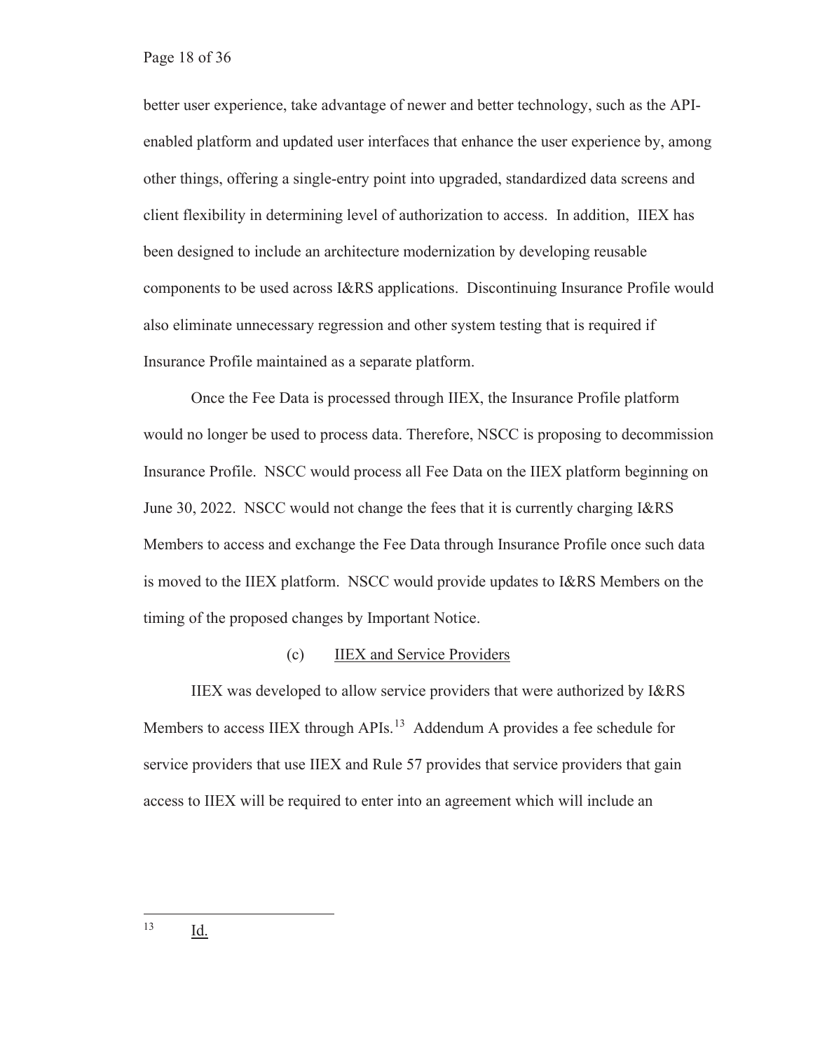better user experience, take advantage of newer and better technology, such as the API-enabled platform and updated user interfaces that enhance the user experience by, among other things, offering a single-entry point into upgraded, standardized data screens and client flexibility in determining level of authorization to access. In addition, IIEX has been designed to include an architecture modernization by developing reusable components to be used across I&RS applications. Discontinuing Insurance Profile would also eliminate unnecessary regression and other system testing that is required if Insurance Profile maintained as a separate platform.

Once the Fee Data is processed through IIEX, the Insurance Profile platform would no longer be used to process data. Therefore, NSCC is proposing to decommission Insurance Profile. NSCC would process all Fee Data on the IIEX platform beginning on June 30, 2022. NSCC would not change the fees that it is currently charging I&RS Members to access and exchange the Fee Data through Insurance Profile once such data is moved to the IIEX platform. NSCC would provide updates to I&RS Members on the timing of the proposed changes by Important Notice.

(c) IIEX and Service Providers

IIEX was developed to allow service providers that were authorized by I&RS Members to access IIEX through APIs.[13] Addendum A provides a fee schedule for service providers that use IIEX and Rule 57 provides that service providers that gain access to IIEX will be required to enter into an agreement which will include an

---

[13] Id.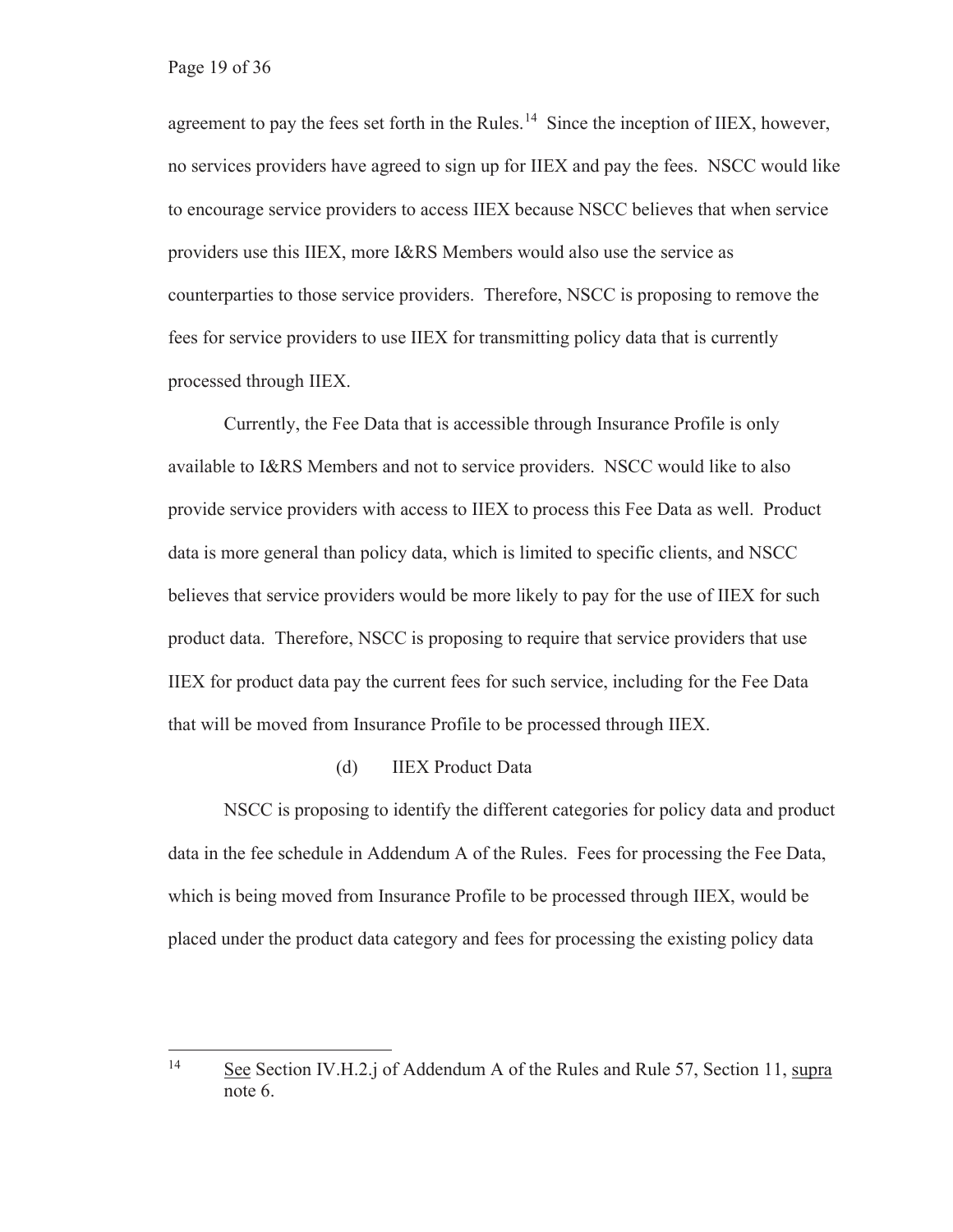agreement to pay the fees set forth in the Rules.[14] Since the inception of IIEX, however, no services providers have agreed to sign up for IIEX and pay the fees. NSCC would like to encourage service providers to access IIEX because NSCC believes that when service providers use this IIEX, more I&RS Members would also use the service as counterparties to those service providers. Therefore, NSCC is proposing to remove the fees for service providers to use IIEX for transmitting policy data that is currently processed through IIEX.

Currently, the Fee Data that is accessible through Insurance Profile is only available to I&RS Members and not to service providers. NSCC would like to also provide service providers with access to IIEX to process this Fee Data as well. Product data is more general than policy data, which is limited to specific clients, and NSCC believes that service providers would be more likely to pay for the use of IIEX for such product data. Therefore, NSCC is proposing to require that service providers that use IIEX for product data pay the current fees for such service, including for the Fee Data that will be moved from Insurance Profile to be processed through IIEX.

(d) IIEX Product Data

NSCC is proposing to identify the different categories for policy data and product data in the fee schedule in Addendum A of the Rules. Fees for processing the Fee Data, which is being moved from Insurance Profile to be processed through IIEX, would be placed under the product data category and fees for processing the existing policy data

---

[14] See Section IV.H.2.j of Addendum A of the Rules and Rule 57, Section 11, supra note 6.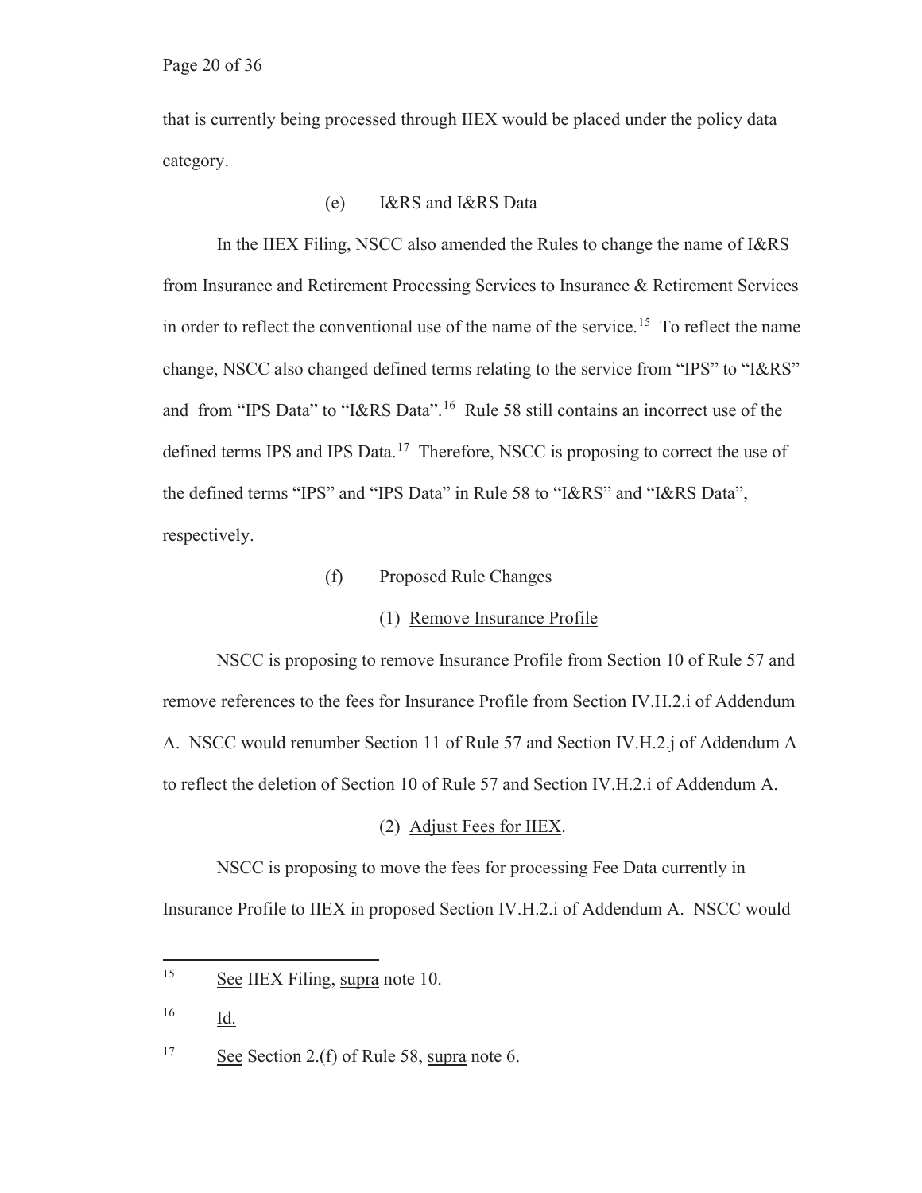that is currently being processed through IIEX would be placed under the policy data category.

(e) I&RS and I&RS Data

In the IIEX Filing, NSCC also amended the Rules to change the name of I&RS from Insurance and Retirement Processing Services to Insurance & Retirement Services in order to reflect the conventional use of the name of the service.[15] To reflect the name change, NSCC also changed defined terms relating to the service from "IPS" to "I&RS" and from "IPS Data" to "I&RS Data".[16] Rule 58 still contains an incorrect use of the defined terms IPS and IPS Data.[17] Therefore, NSCC is proposing to correct the use of the defined terms "IPS" and "IPS Data" in Rule 58 to "I&RS" and "I&RS Data", respectively.

(f) Proposed Rule Changes

(1) Remove Insurance Profile

NSCC is proposing to remove Insurance Profile from Section 10 of Rule 57 and remove references to the fees for Insurance Profile from Section IV.H.2.i of Addendum A. NSCC would renumber Section 11 of Rule 57 and Section IV.H.2.j of Addendum A to reflect the deletion of Section 10 of Rule 57 and Section IV.H.2.i of Addendum A.

(2) Adjust Fees for IIEX.

NSCC is proposing to move the fees for processing Fee Data currently in Insurance Profile to IIEX in proposed Section IV.H.2.i of Addendum A. NSCC would

---

[15] See IIEX Filing, supra note 10.

[16] Id.

[17] See Section 2.(f) of Rule 58, supra note 6.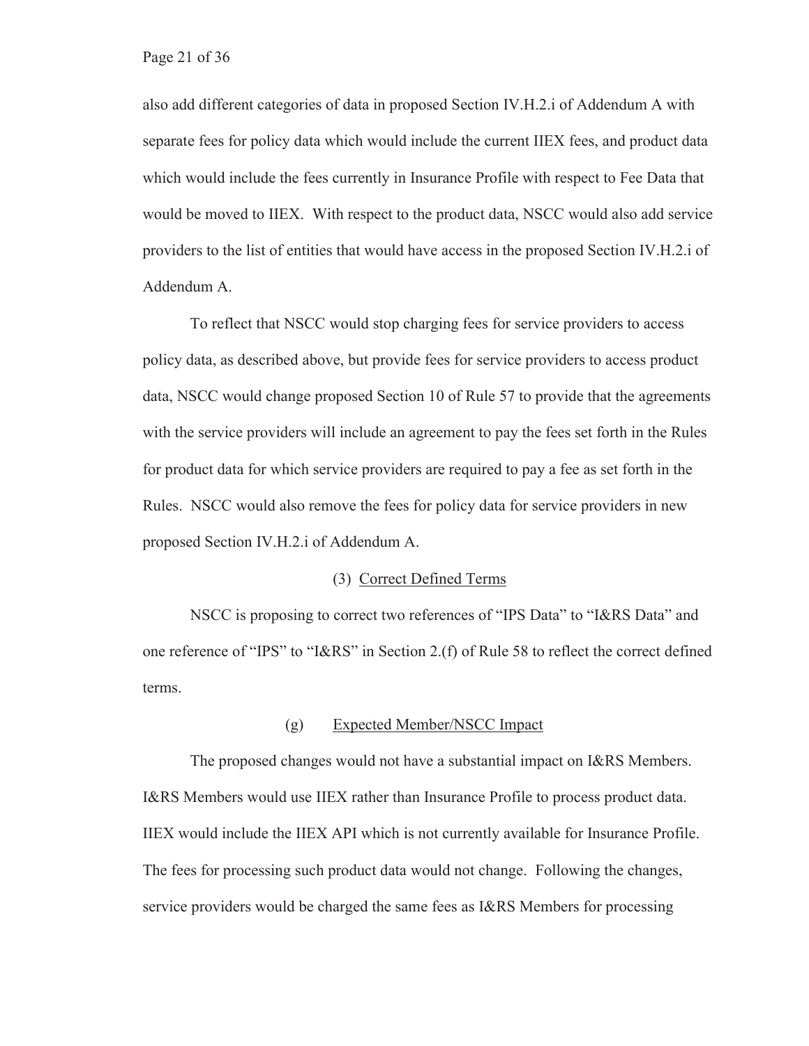also add different categories of data in proposed Section IV.H.2.i of Addendum A with separate fees for policy data which would include the current IIEX fees, and product data which would include the fees currently in Insurance Profile with respect to Fee Data that would be moved to IIEX. With respect to the product data, NSCC would also add service providers to the list of entities that would have access in the proposed Section IV.H.2.i of Addendum A.

To reflect that NSCC would stop charging fees for service providers to access policy data, as described above, but provide fees for service providers to access product data, NSCC would change proposed Section 10 of Rule 57 to provide that the agreements with the service providers will include an agreement to pay the fees set forth in the Rules for product data for which service providers are required to pay a fee as set forth in the Rules. NSCC would also remove the fees for policy data for service providers in new proposed Section IV.H.2.i of Addendum A.

(3) Correct Defined Terms

NSCC is proposing to correct two references of "IPS Data" to "I&RS Data" and one reference of "IPS" to "I&RS" in Section 2.(f) of Rule 58 to reflect the correct defined terms.

(g) Expected Member/NSCC Impact

The proposed changes would not have a substantial impact on I&RS Members. I&RS Members would use IIEX rather than Insurance Profile to process product data. IIEX would include the IIEX API which is not currently available for Insurance Profile. The fees for processing such product data would not change. Following the changes, service providers would be charged the same fees as I&RS Members for processing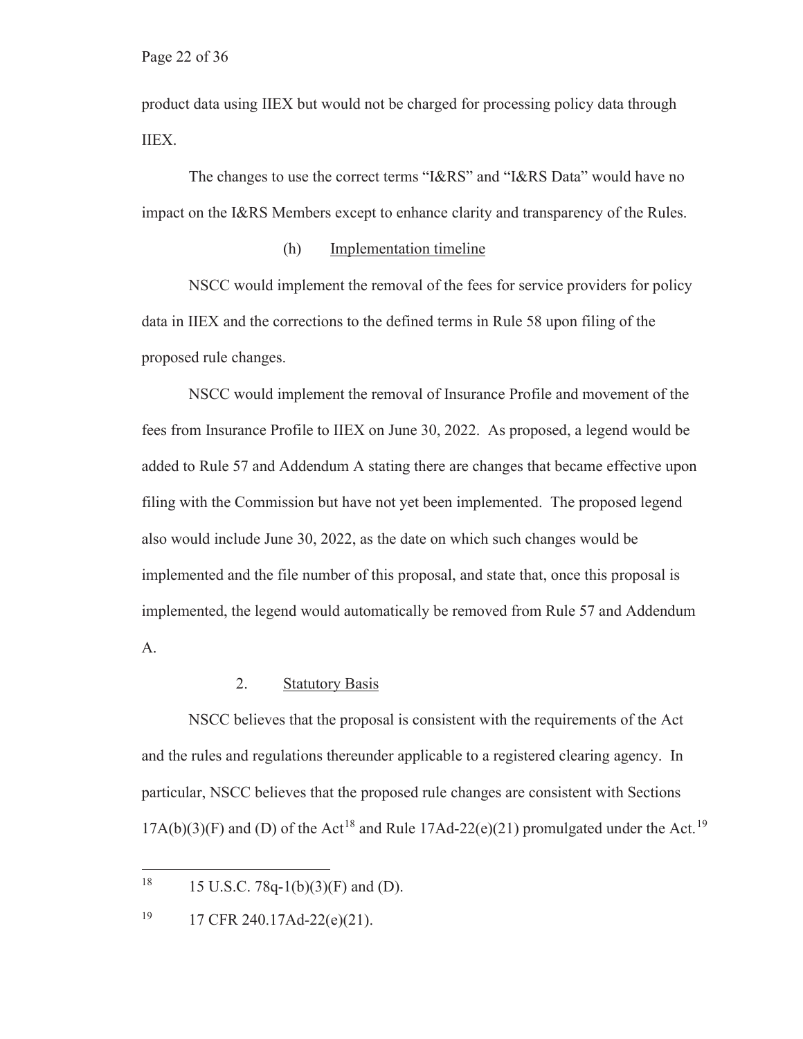product data using IIEX but would not be charged for processing policy data through IIEX.

The changes to use the correct terms "I&RS" and "I&RS Data" would have no impact on the I&RS Members except to enhance clarity and transparency of the Rules.

(h) Implementation timeline

NSCC would implement the removal of the fees for service providers for policy data in IIEX and the corrections to the defined terms in Rule 58 upon filing of the proposed rule changes.

NSCC would implement the removal of Insurance Profile and movement of the fees from Insurance Profile to IIEX on June 30, 2022. As proposed, a legend would be added to Rule 57 and Addendum A stating there are changes that became effective upon filing with the Commission but have not yet been implemented. The proposed legend also would include June 30, 2022, as the date on which such changes would be implemented and the file number of this proposal, and state that, once this proposal is implemented, the legend would automatically be removed from Rule 57 and Addendum A.

2. Statutory Basis

NSCC believes that the proposal is consistent with the requirements of the Act and the rules and regulations thereunder applicable to a registered clearing agency. In particular, NSCC believes that the proposed rule changes are consistent with Sections 17A(b)(3)(F) and (D) of the Act[18] and Rule 17Ad-22(e)(21) promulgated under the Act.[19]

---

[18] 15 U.S.C. 78q-1(b)(3)(F) and (D).

[19] 17 CFR 240.17Ad-22(e)(21).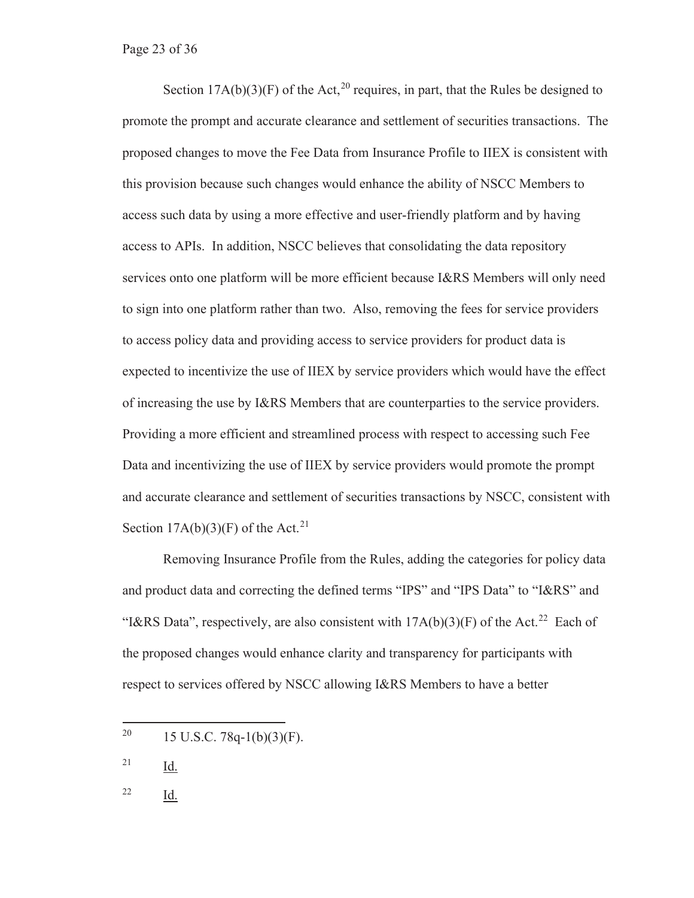Section 17A(b)(3)(F) of the Act,[20] requires, in part, that the Rules be designed to promote the prompt and accurate clearance and settlement of securities transactions. The proposed changes to move the Fee Data from Insurance Profile to IIEX is consistent with this provision because such changes would enhance the ability of NSCC Members to access such data by using a more effective and user-friendly platform and by having access to APIs. In addition, NSCC believes that consolidating the data repository services onto one platform will be more efficient because I&RS Members will only need to sign into one platform rather than two. Also, removing the fees for service providers to access policy data and providing access to service providers for product data is expected to incentivize the use of IIEX by service providers which would have the effect of increasing the use by I&RS Members that are counterparties to the service providers. Providing a more efficient and streamlined process with respect to accessing such Fee Data and incentivizing the use of IIEX by service providers would promote the prompt and accurate clearance and settlement of securities transactions by NSCC, consistent with Section 17A(b)(3)(F) of the Act.[21]

Removing Insurance Profile from the Rules, adding the categories for policy data and product data and correcting the defined terms "IPS" and "IPS Data" to "I&RS" and "I&RS Data", respectively, are also consistent with 17A(b)(3)(F) of the Act.[22] Each of the proposed changes would enhance clarity and transparency for participants with respect to services offered by NSCC allowing I&RS Members to have a better

---

[20] 15 U.S.C. 78q-1(b)(3)(F).

[21] Id.

[22] Id.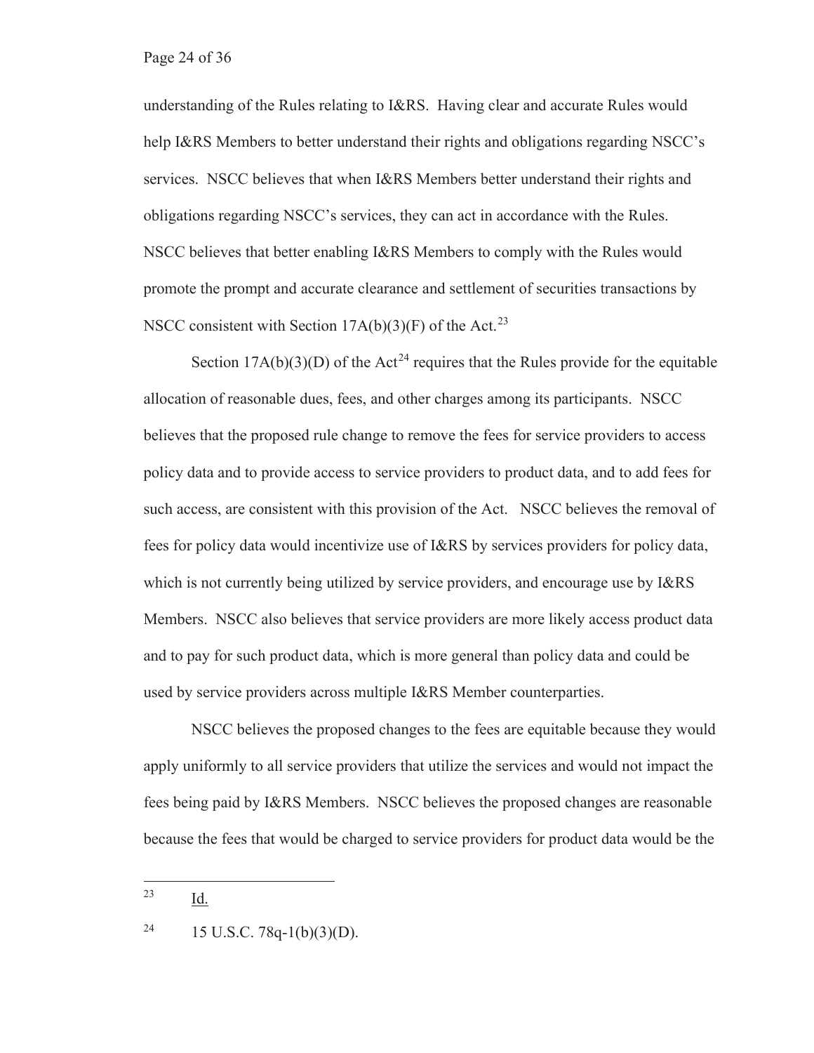understanding of the Rules relating to I&RS. Having clear and accurate Rules would help I&RS Members to better understand their rights and obligations regarding NSCC's services. NSCC believes that when I&RS Members better understand their rights and obligations regarding NSCC's services, they can act in accordance with the Rules. NSCC believes that better enabling I&RS Members to comply with the Rules would promote the prompt and accurate clearance and settlement of securities transactions by NSCC consistent with Section 17A(b)(3)(F) of the Act.[23]

Section 17A(b)(3)(D) of the Act[24] requires that the Rules provide for the equitable allocation of reasonable dues, fees, and other charges among its participants. NSCC believes that the proposed rule change to remove the fees for service providers to access policy data and to provide access to service providers to product data, and to add fees for such access, are consistent with this provision of the Act. NSCC believes the removal of fees for policy data would incentivize use of I&RS by services providers for policy data, which is not currently being utilized by service providers, and encourage use by I&RS Members. NSCC also believes that service providers are more likely access product data and to pay for such product data, which is more general than policy data and could be used by service providers across multiple I&RS Member counterparties.

NSCC believes the proposed changes to the fees are equitable because they would apply uniformly to all service providers that utilize the services and would not impact the fees being paid by I&RS Members. NSCC believes the proposed changes are reasonable because the fees that would be charged to service providers for product data would be the

---

[23] Id.

[24] 15 U.S.C. 78q-1(b)(3)(D).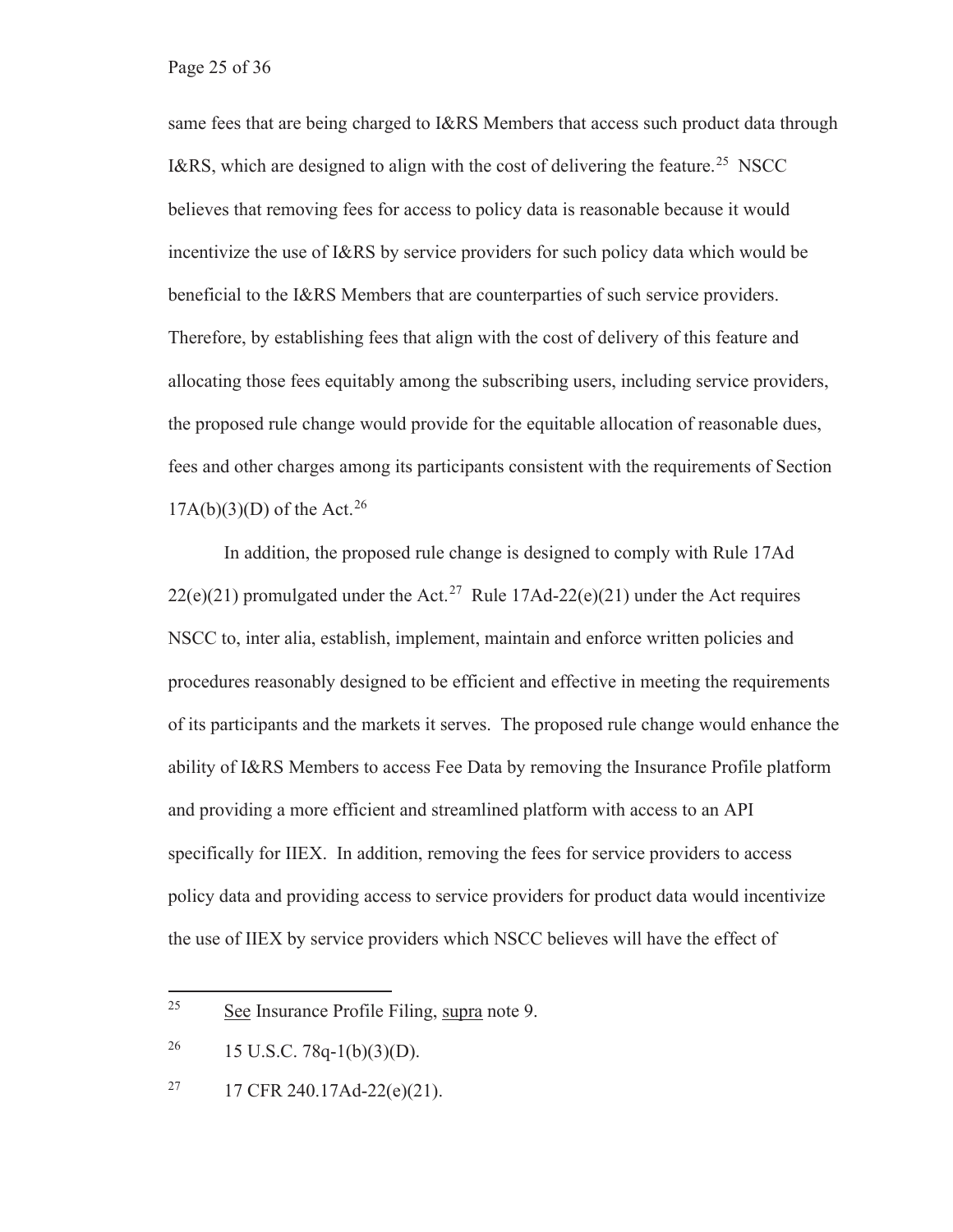same fees that are being charged to I&RS Members that access such product data through I&RS, which are designed to align with the cost of delivering the feature.[25] NSCC believes that removing fees for access to policy data is reasonable because it would incentivize the use of I&RS by service providers for such policy data which would be beneficial to the I&RS Members that are counterparties of such service providers. Therefore, by establishing fees that align with the cost of delivery of this feature and allocating those fees equitably among the subscribing users, including service providers, the proposed rule change would provide for the equitable allocation of reasonable dues, fees and other charges among its participants consistent with the requirements of Section 17A(b)(3)(D) of the Act.[26]

In addition, the proposed rule change is designed to comply with Rule 17Ad 22(e)(21) promulgated under the Act.[27] Rule 17Ad-22(e)(21) under the Act requires NSCC to, inter alia, establish, implement, maintain and enforce written policies and procedures reasonably designed to be efficient and effective in meeting the requirements of its participants and the markets it serves. The proposed rule change would enhance the ability of I&RS Members to access Fee Data by removing the Insurance Profile platform and providing a more efficient and streamlined platform with access to an API specifically for IIEX. In addition, removing the fees for service providers to access policy data and providing access to service providers for product data would incentivize the use of IIEX by service providers which NSCC believes will have the effect of

---

[25] See Insurance Profile Filing, supra note 9.

[26] 15 U.S.C. 78q-1(b)(3)(D).

[27] 17 CFR 240.17Ad-22(e)(21).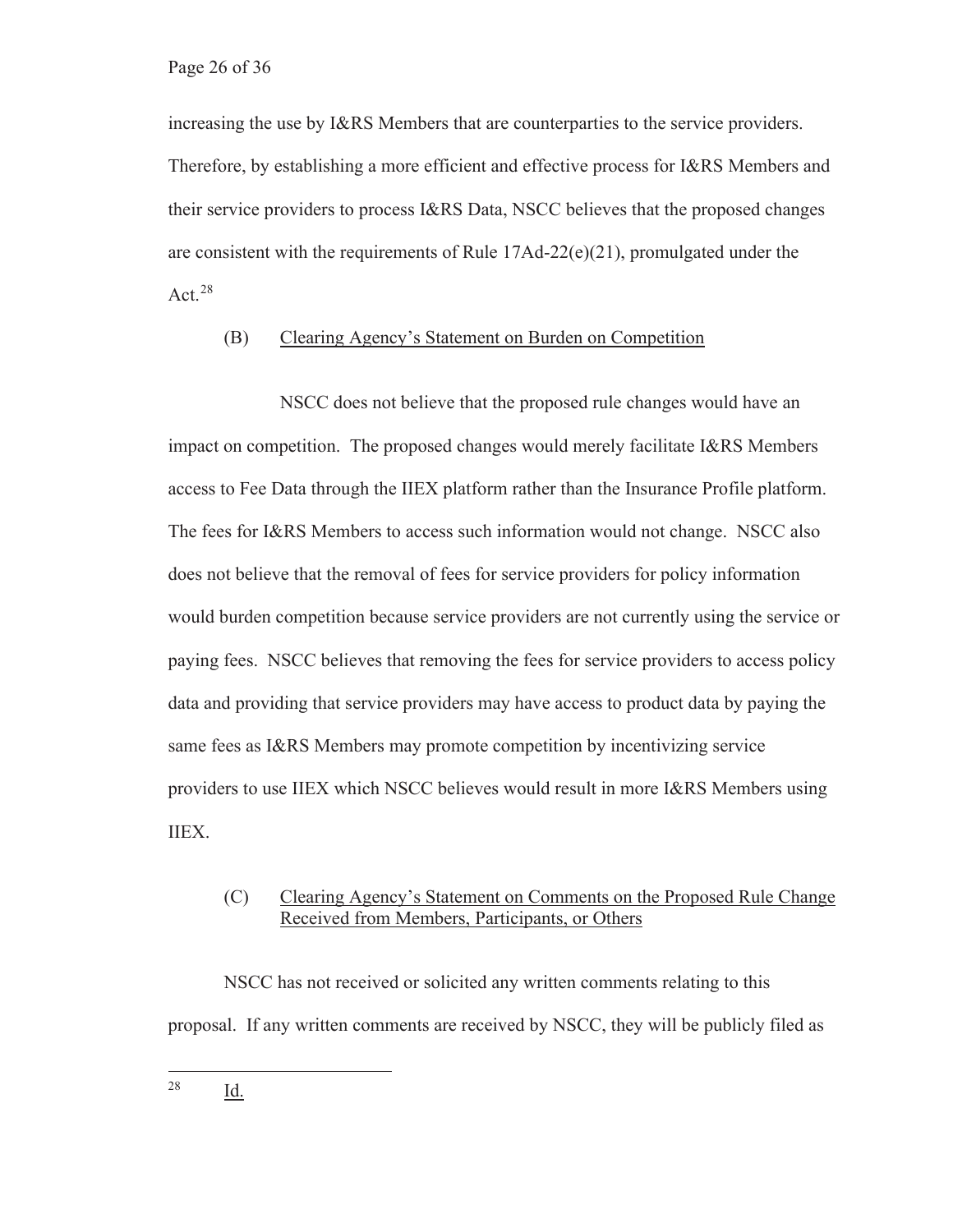increasing the use by I&RS Members that are counterparties to the service providers. Therefore, by establishing a more efficient and effective process for I&RS Members and their service providers to process I&RS Data, NSCC believes that the proposed changes are consistent with the requirements of Rule 17Ad-22(e)(21), promulgated under the Act.[28]

(B) Clearing Agency's Statement on Burden on Competition

NSCC does not believe that the proposed rule changes would have an impact on competition. The proposed changes would merely facilitate I&RS Members access to Fee Data through the IIEX platform rather than the Insurance Profile platform. The fees for I&RS Members to access such information would not change. NSCC also does not believe that the removal of fees for service providers for policy information would burden competition because service providers are not currently using the service or paying fees. NSCC believes that removing the fees for service providers to access policy data and providing that service providers may have access to product data by paying the same fees as I&RS Members may promote competition by incentivizing service providers to use IIEX which NSCC believes would result in more I&RS Members using IIEX.

(C) Clearing Agency's Statement on Comments on the Proposed Rule Change Received from Members, Participants, or Others

NSCC has not received or solicited any written comments relating to this proposal. If any written comments are received by NSCC, they will be publicly filed as

[28] Id.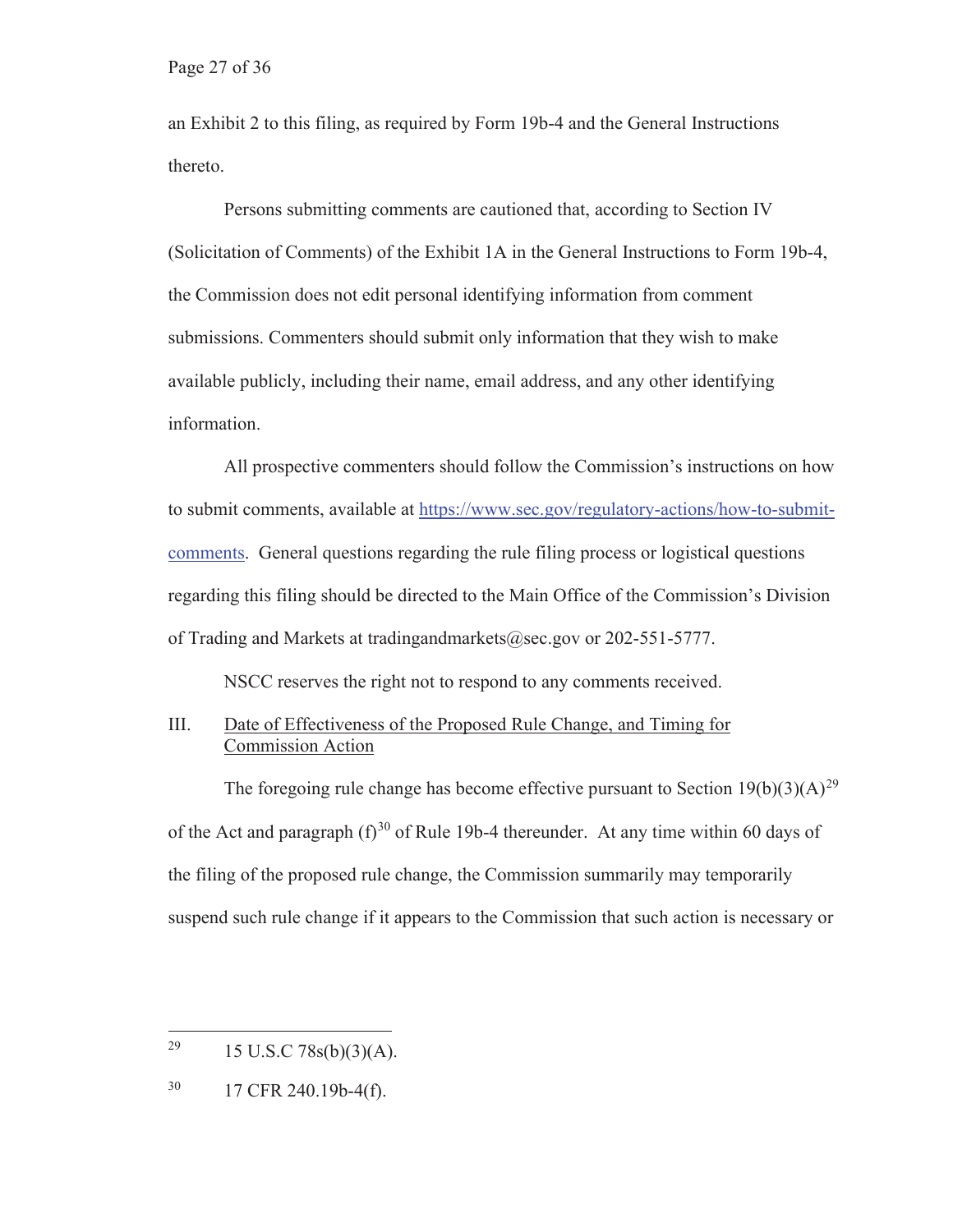an Exhibit 2 to this filing, as required by Form 19b-4 and the General Instructions thereto.

Persons submitting comments are cautioned that, according to Section IV (Solicitation of Comments) of the Exhibit 1A in the General Instructions to Form 19b-4, the Commission does not edit personal identifying information from comment submissions. Commenters should submit only information that they wish to make available publicly, including their name, email address, and any other identifying information.

All prospective commenters should follow the Commission's instructions on how to submit comments, available at https://www.sec.gov/regulatory-actions/how-to-submit-comments. General questions regarding the rule filing process or logistical questions regarding this filing should be directed to the Main Office of the Commission's Division of Trading and Markets at tradingandmarkets@sec.gov or 202-551-5777.

NSCC reserves the right not to respond to any comments received.

## III. Date of Effectiveness of the Proposed Rule Change, and Timing for Commission Action

The foregoing rule change has become effective pursuant to Section 19(b)(3)(A)[29] of the Act and paragraph (f)[30] of Rule 19b-4 thereunder. At any time within 60 days of the filing of the proposed rule change, the Commission summarily may temporarily suspend such rule change if it appears to the Commission that such action is necessary or

---

[29] 15 U.S.C 78s(b)(3)(A).

[30] 17 CFR 240.19b-4(f).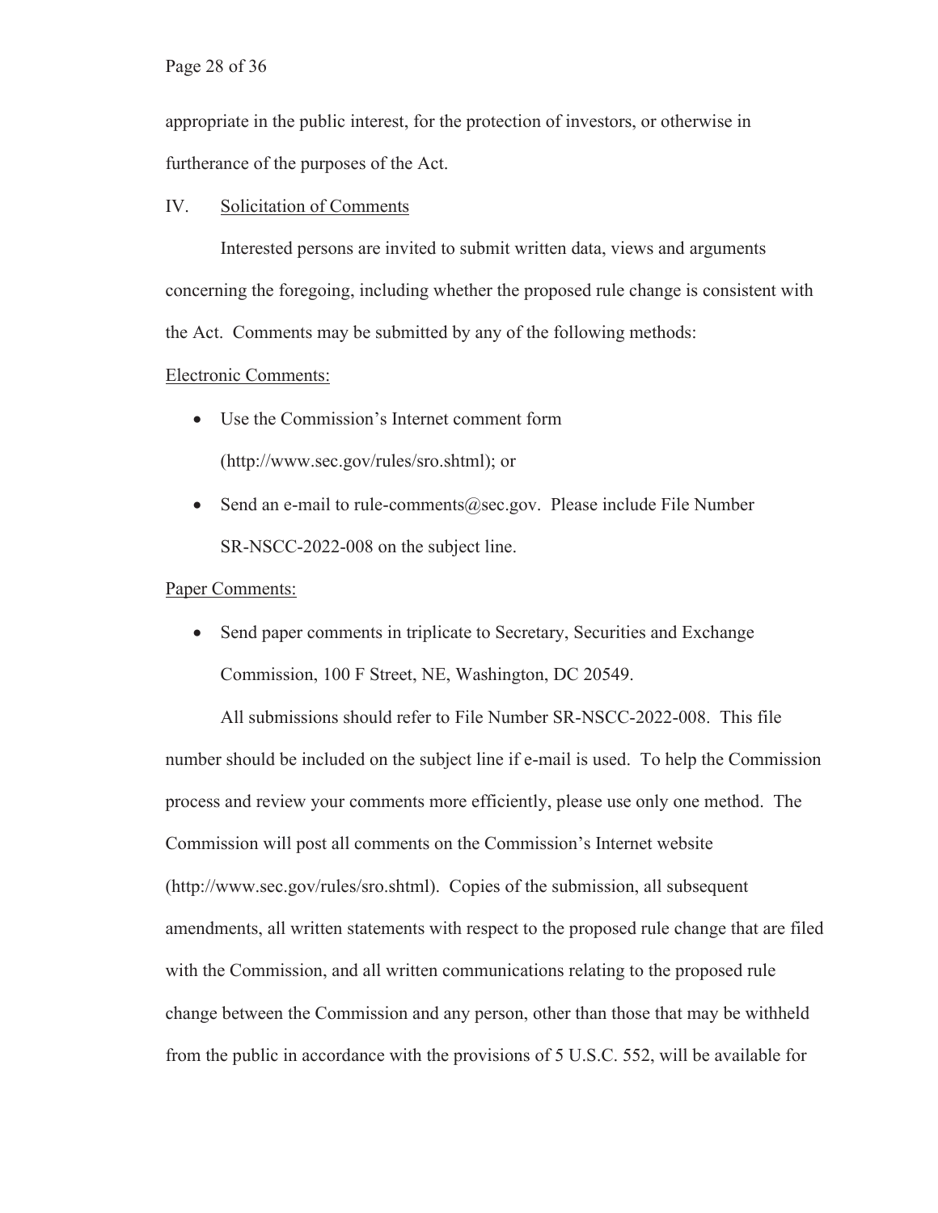appropriate in the public interest, for the protection of investors, or otherwise in furtherance of the purposes of the Act.

## IV. Solicitation of Comments

Interested persons are invited to submit written data, views and arguments concerning the foregoing, including whether the proposed rule change is consistent with the Act. Comments may be submitted by any of the following methods:

Electronic Comments:

- Use the Commission's Internet comment form (http://www.sec.gov/rules/sro.shtml); or
- Send an e-mail to rule-comments@sec.gov. Please include File Number SR-NSCC-2022-008 on the subject line.

Paper Comments:

- Send paper comments in triplicate to Secretary, Securities and Exchange Commission, 100 F Street, NE, Washington, DC 20549.

All submissions should refer to File Number SR-NSCC-2022-008. This file number should be included on the subject line if e-mail is used. To help the Commission process and review your comments more efficiently, please use only one method. The Commission will post all comments on the Commission's Internet website (http://www.sec.gov/rules/sro.shtml). Copies of the submission, all subsequent amendments, all written statements with respect to the proposed rule change that are filed with the Commission, and all written communications relating to the proposed rule change between the Commission and any person, other than those that may be withheld from the public in accordance with the provisions of 5 U.S.C. 552, will be available for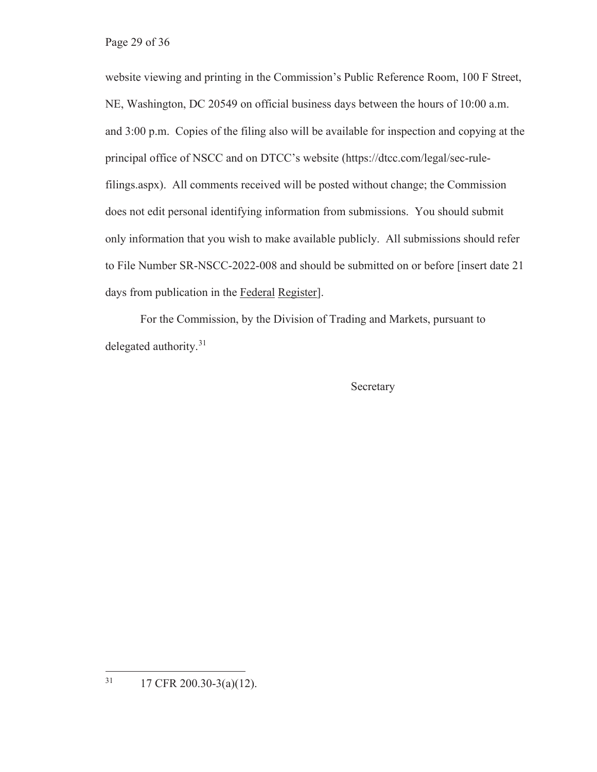website viewing and printing in the Commission's Public Reference Room, 100 F Street, NE, Washington, DC 20549 on official business days between the hours of 10:00 a.m. and 3:00 p.m. Copies of the filing also will be available for inspection and copying at the principal office of NSCC and on DTCC's website (https://dtcc.com/legal/sec-rule-filings.aspx). All comments received will be posted without change; the Commission does not edit personal identifying information from submissions. You should submit only information that you wish to make available publicly. All submissions should refer to File Number SR-NSCC-2022-008 and should be submitted on or before [insert date 21 days from publication in the Federal Register].

For the Commission, by the Division of Trading and Markets, pursuant to delegated authority.[31]

Secretary

---

[31] 17 CFR 200.30-3(a)(12).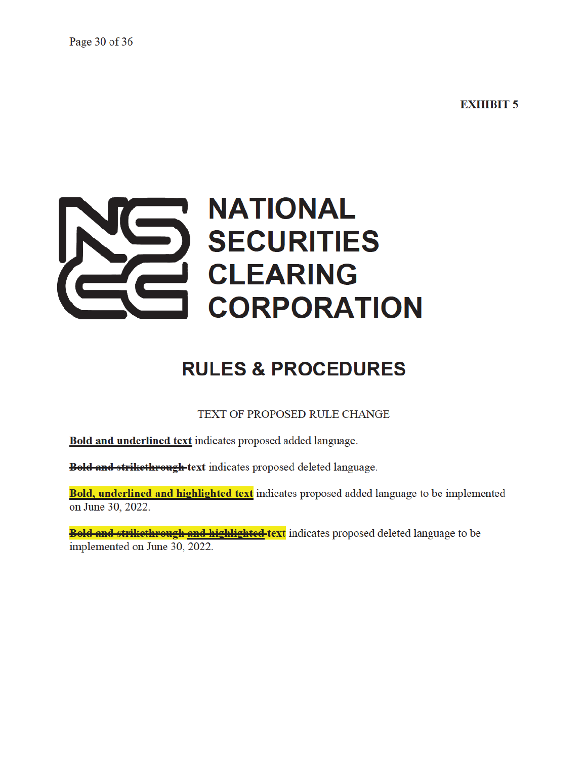**EXHIBIT 5**

# NATIONAL SECURITIES CLEARING CORPORATION

## RULES & PROCEDURES

TEXT OF PROPOSED RULE CHANGE

<u>**Bold and underlined text**</u> indicates proposed added language.

~~**Bold and strikethrough**~~ **text** indicates proposed deleted language.

<u>**Bold, underlined and highlighted text**</u> indicates proposed added language to be implemented on June 30, 2022.

~~**Bold and strikethrough and highlighted**~~ **text** indicates proposed deleted language to be implemented on June 30, 2022.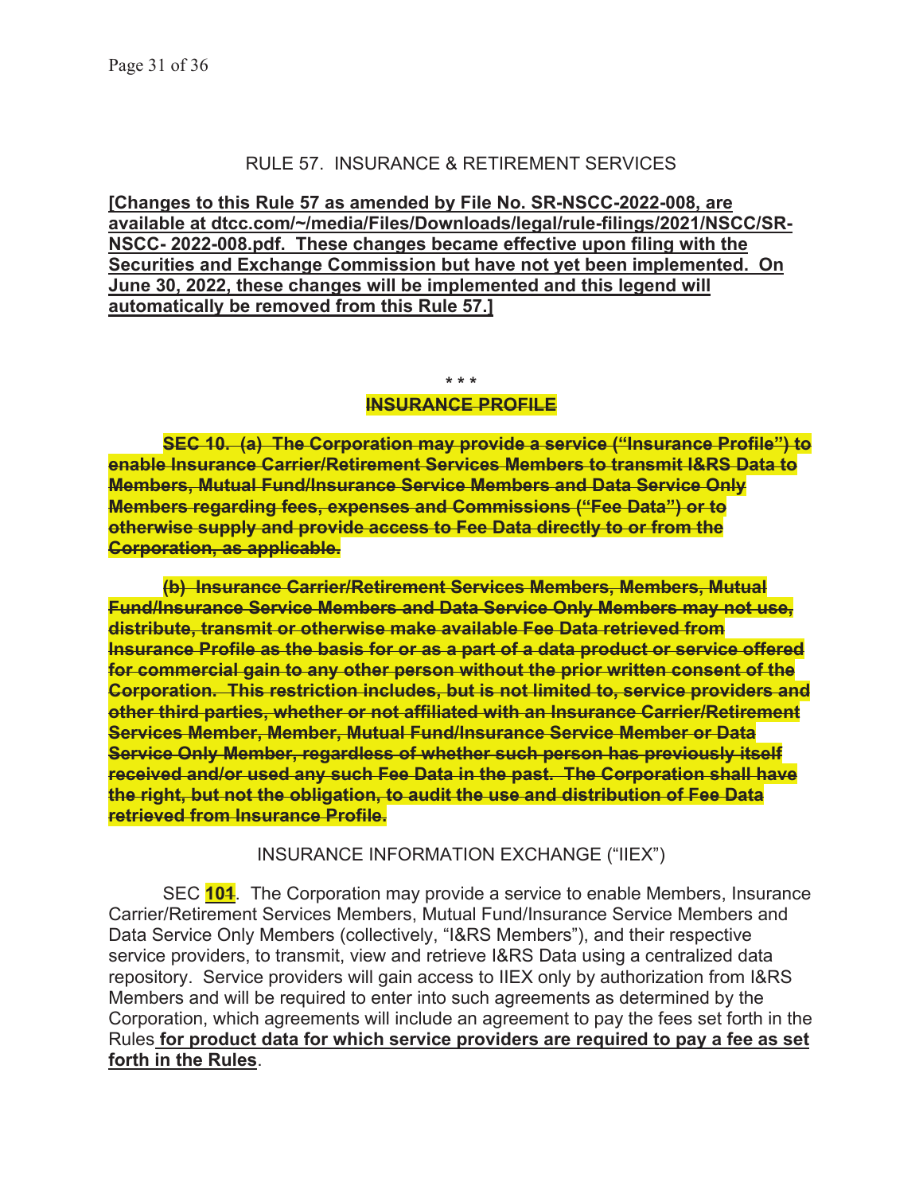RULE 57. INSURANCE & RETIREMENT SERVICES

**[Changes to this Rule 57 as amended by File No. SR-NSCC-2022-008, are available at dtcc.com/~/media/Files/Downloads/legal/rule-filings/2021/NSCC/SR-NSCC- 2022-008.pdf. These changes became effective upon filing with the Securities and Exchange Commission but have not yet been implemented. On June 30, 2022, these changes will be implemented and this legend will automatically be removed from this Rule 57.]**

\* \* \*

~~**INSURANCE PROFILE**~~

~~**SEC 10. (a) The Corporation may provide a service ("Insurance Profile") to enable Insurance Carrier/Retirement Services Members to transmit I&RS Data to Members, Mutual Fund/Insurance Service Members and Data Service Only Members regarding fees, expenses and Commissions ("Fee Data") or to otherwise supply and provide access to Fee Data directly to or from the Corporation, as applicable.**~~

~~**(b) Insurance Carrier/Retirement Services Members, Members, Mutual Fund/Insurance Service Members and Data Service Only Members may not use, distribute, transmit or otherwise make available Fee Data retrieved from Insurance Profile as the basis for or as a part of a data product or service offered for commercial gain to any other person without the prior written consent of the Corporation. This restriction includes, but is not limited to, service providers and other third parties, whether or not affiliated with an Insurance Carrier/Retirement Services Member, Member, Mutual Fund/Insurance Service Member or Data Service Only Member, regardless of whether such person has previously itself received and/or used any such Fee Data in the past. The Corporation shall have the right, but not the obligation, to audit the use and distribution of Fee Data retrieved from Insurance Profile.**~~

INSURANCE INFORMATION EXCHANGE ("IIEX")

SEC **10**~~1~~. The Corporation may provide a service to enable Members, Insurance Carrier/Retirement Services Members, Mutual Fund/Insurance Service Members and Data Service Only Members (collectively, "I&RS Members"), and their respective service providers, to transmit, view and retrieve I&RS Data using a centralized data repository. Service providers will gain access to IIEX only by authorization from I&RS Members and will be required to enter into such agreements as determined by the Corporation, which agreements will include an agreement to pay the fees set forth in the Rules **for product data for which service providers are required to pay a fee as set forth in the Rules**.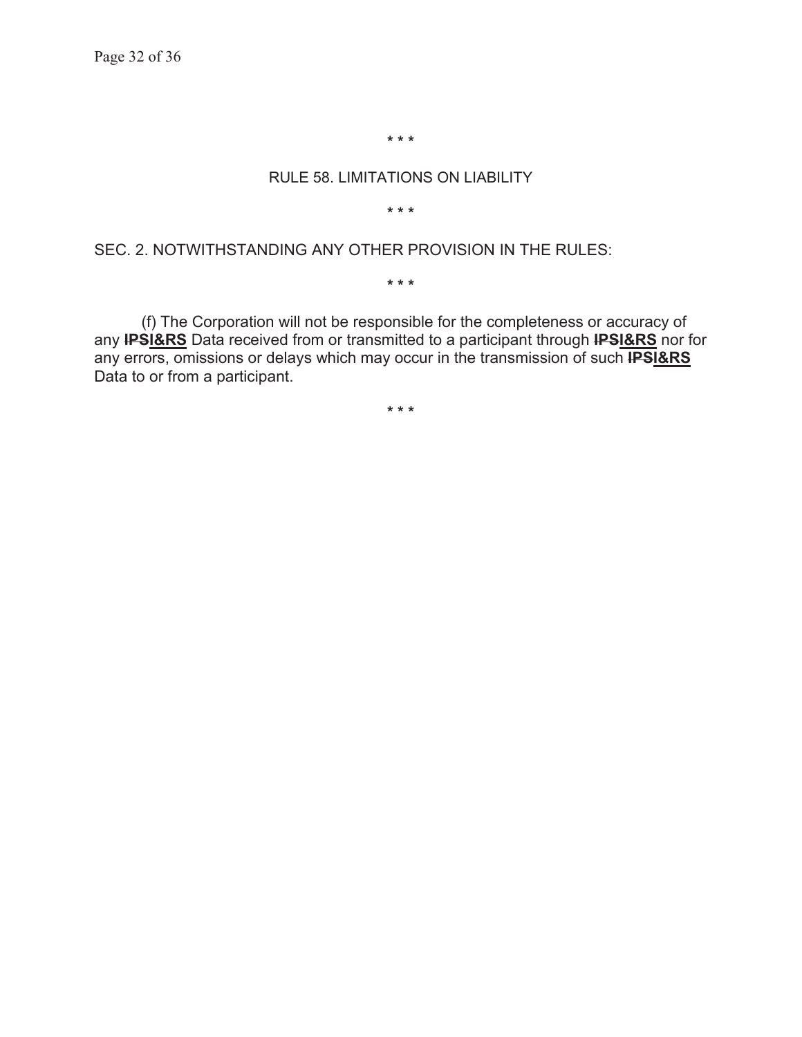\* \* \*

RULE 58. LIMITATIONS ON LIABILITY

\* \* \*

SEC. 2. NOTWITHSTANDING ANY OTHER PROVISION IN THE RULES:

\* \* \*

(f) The Corporation will not be responsible for the completeness or accuracy of any ~~IPS~~**<u>I&RS</u>** Data received from or transmitted to a participant through ~~IPS~~**<u>I&RS</u>** nor for any errors, omissions or delays which may occur in the transmission of such ~~IPS~~**<u>I&RS</u>** Data to or from a participant.

\* \* \*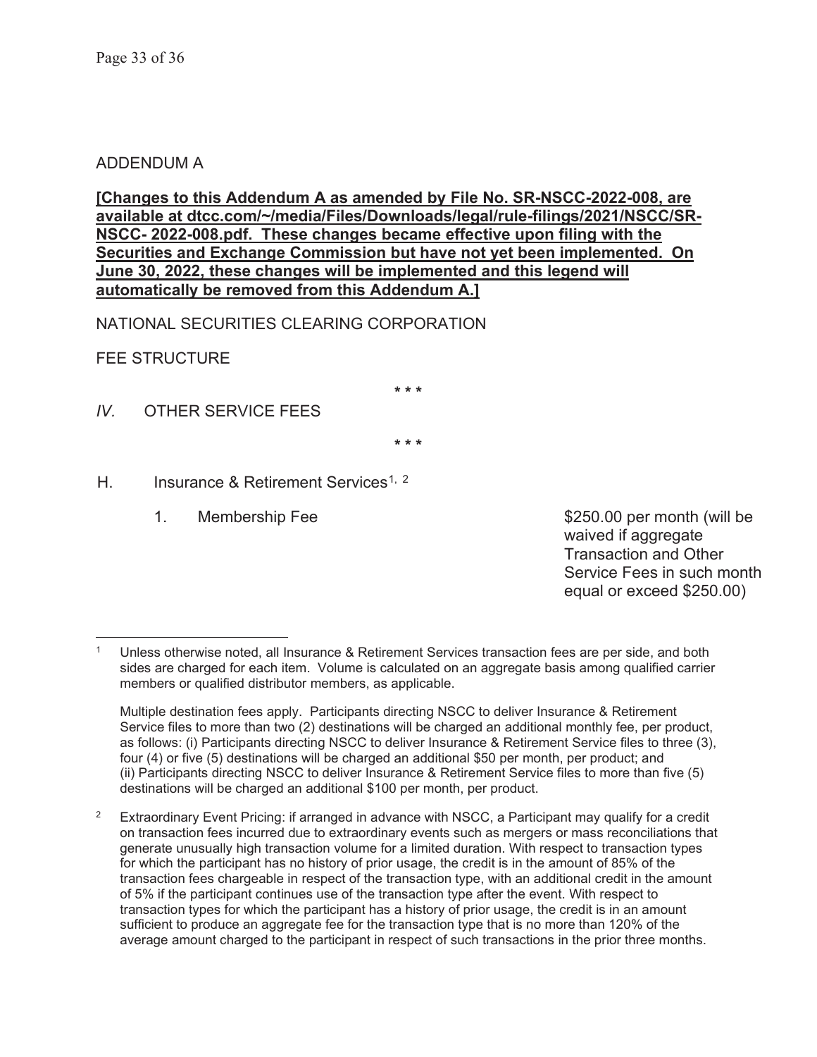ADDENDUM A

**[Changes to this Addendum A as amended by File No. SR-NSCC-2022-008, are available at dtcc.com/~/media/Files/Downloads/legal/rule-filings/2021/NSCC/SR-NSCC- 2022-008.pdf. These changes became effective upon filing with the Securities and Exchange Commission but have not yet been implemented. On June 30, 2022, these changes will be implemented and this legend will automatically be removed from this Addendum A.]**

NATIONAL SECURITIES CLEARING CORPORATION

FEE STRUCTURE

\* \* \*

*IV.* OTHER SERVICE FEES

\* \* \*

H. Insurance & Retirement Services[1, 2]

1. Membership Fee — $250.00 per month (will be waived if aggregate Transaction and Other Service Fees in such month equal or exceed $250.00)

---

[1] Unless otherwise noted, all Insurance & Retirement Services transaction fees are per side, and both sides are charged for each item. Volume is calculated on an aggregate basis among qualified carrier members or qualified distributor members, as applicable.

Multiple destination fees apply. Participants directing NSCC to deliver Insurance & Retirement Service files to more than two (2) destinations will be charged an additional monthly fee, per product, as follows: (i) Participants directing NSCC to deliver Insurance & Retirement Service files to three (3), four (4) or five (5) destinations will be charged an additional $50 per month, per product; and (ii) Participants directing NSCC to deliver Insurance & Retirement Service files to more than five (5) destinations will be charged an additional $100 per month, per product.

[2] Extraordinary Event Pricing: if arranged in advance with NSCC, a Participant may qualify for a credit on transaction fees incurred due to extraordinary events such as mergers or mass reconciliations that generate unusually high transaction volume for a limited duration. With respect to transaction types for which the participant has no history of prior usage, the credit is in the amount of 85% of the transaction fees chargeable in respect of the transaction type, with an additional credit in the amount of 5% if the participant continues use of the transaction type after the event. With respect to transaction types for which the participant has a history of prior usage, the credit is in an amount sufficient to produce an aggregate fee for the transaction type that is no more than 120% of the average amount charged to the participant in respect of such transactions in the prior three months.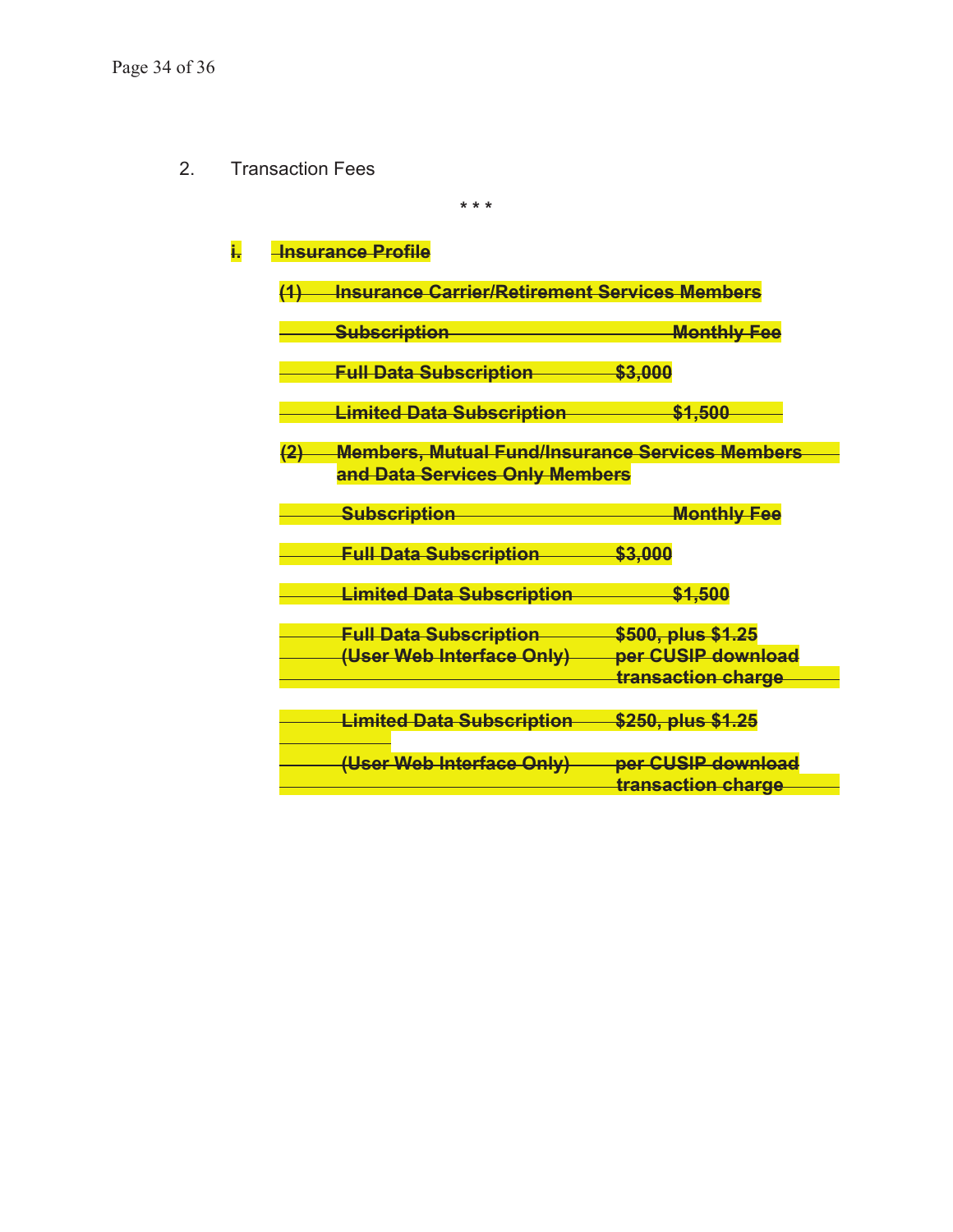2. Transction Fees

* * *

~~i. Insurance Profile~~

~~(1) Insurance Carrier/Retirement Services Members~~

| ~~Subscription~~ | ~~Monthly Fee~~ |
| --- | --- |
| ~~Full Data Subscription~~ | ~~$3,000~~ |
| ~~Limited Data Subscription~~ | ~~$1,500~~ |

~~(2) Members, Mutual Fund/Insurance Services Members and Data Services Only Members~~

| ~~Subscription~~ | ~~Monthly Fee~~ |
| --- | --- |
| ~~Full Data Subscription~~ | ~~$3,000~~ |
| ~~Limited Data Subscription~~ | ~~$1,500~~ |
| ~~Full Data Subscription (User Web Interface Only)~~ | ~~$500, plus $1.25 per CUSIP download transaction charge~~ |
| ~~Limited Data Subscription (User Web Interface Only)~~ | ~~$250, plus $1.25 per CUSIP download transaction charge~~ |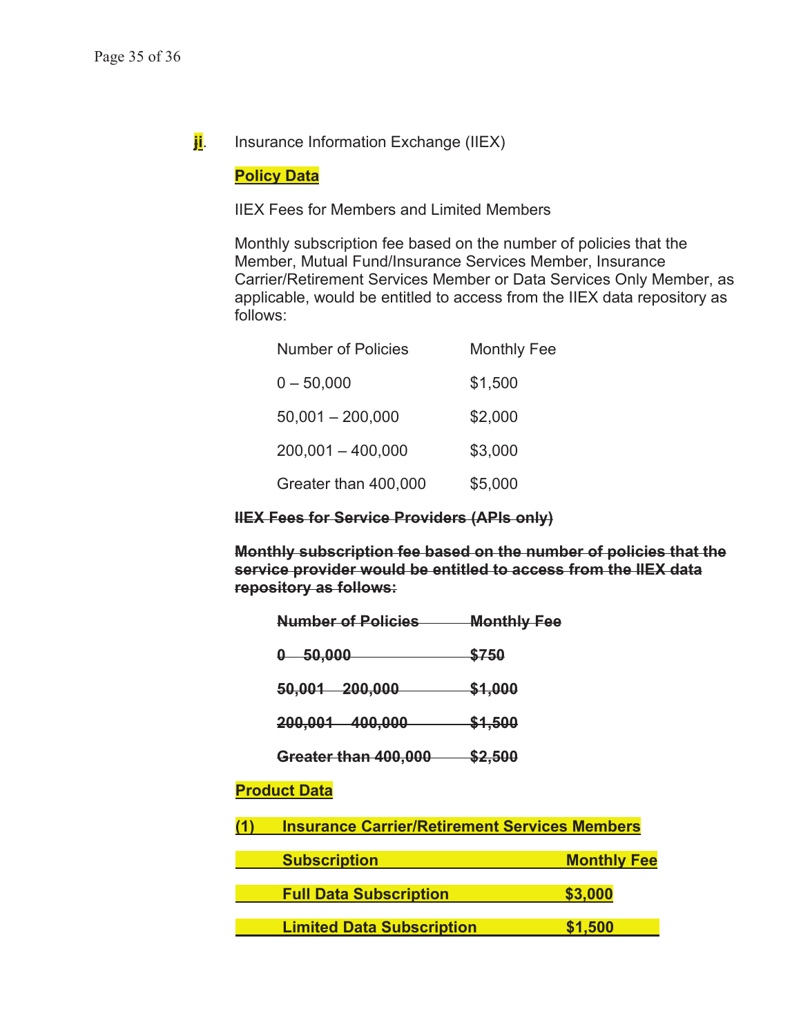ji. Insurance Information Exchange (IIEX)

**Policy Data**

IIEX Fees for Members and Limited Members

Monthly subscription fee based on the number of policies that the Member, Mutual Fund/Insurance Services Member, Insurance Carrier/Retirement Services Member or Data Services Only Member, as applicable, would be entitled to access from the IIEX data repository as follows:

| Number of Policies | Monthly Fee |
| --- | --- |
| 0 – 50,000 | $1,500 |
| 50,001 – 200,000 | $2,000 |
| 200,001 – 400,000 | $3,000 |
| Greater than 400,000 | $5,000 |

~~**IIEX Fees for Service Providers (APIs only)**~~

~~**Monthly subscription fee based on the number of policies that the service provider would be entitled to access from the IIEX data repository as follows:**~~

| ~~Number of Policies~~ | ~~Monthly Fee~~ |
| --- | --- |
| ~~0 – 50,000~~ | ~~$750~~ |
| ~~50,001 – 200,000~~ | ~~$1,000~~ |
| ~~200,001 – 400,000~~ | ~~$1,500~~ |
| ~~Greater than 400,000~~ | ~~$2,500~~ |

**Product Data**

**(1) Insurance Carrier/Retirement Services Members**

| **Subscription** | **Monthly Fee** |
| --- | --- |
| **Full Data Subscription** | **$3,000** |
| **Limited Data Subscription** | **$1,500** |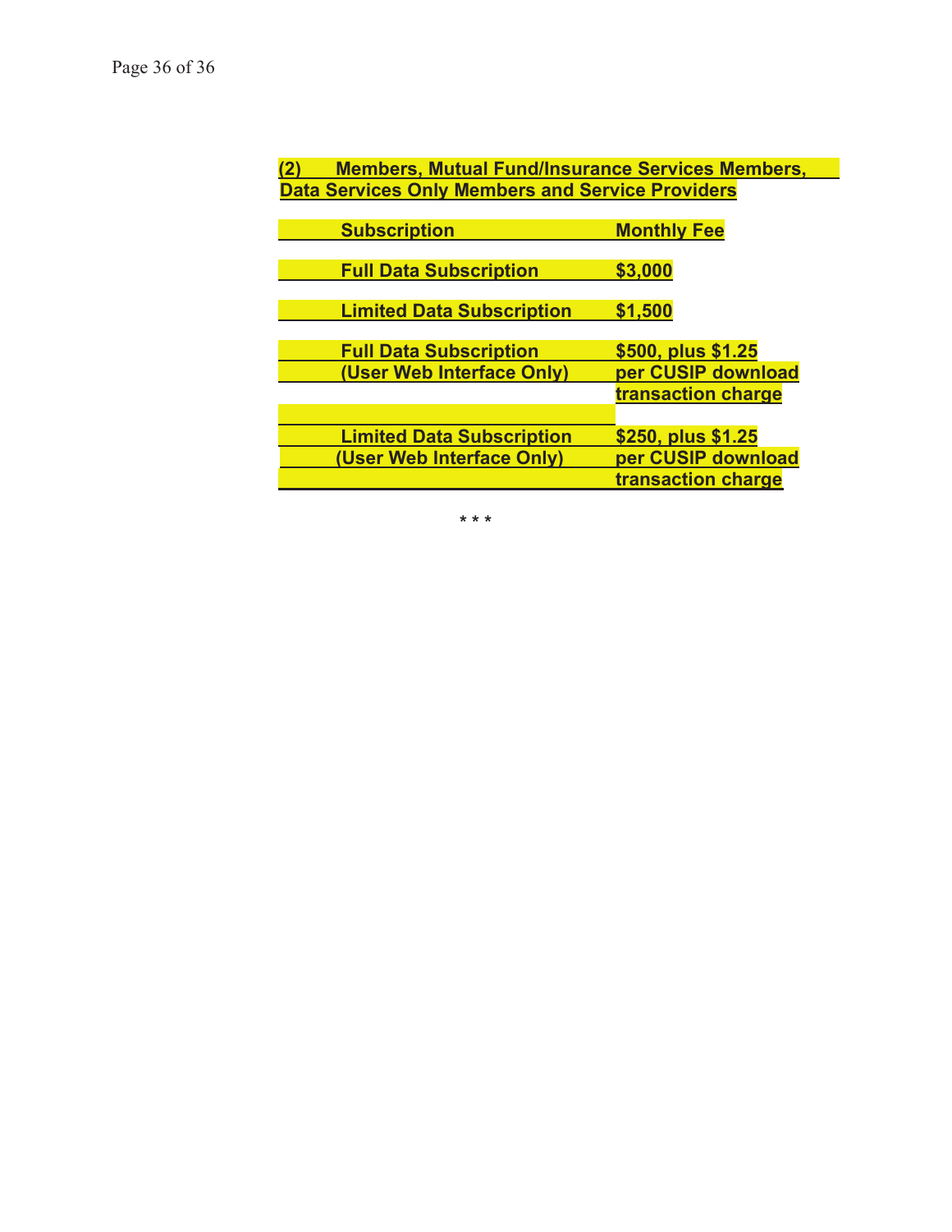**(2) Members, Mutual Fund/Insurance Services Members, Data Services Only Members and Service Providers**

| Subscription | Monthly Fee |
| --- | --- |
| Full Data Subscription | $3,000 |
| Limited Data Subscription | $1,500 |
| Full Data Subscription (User Web Interface Only) | $500, plus $1.25 per CUSIP download transaction charge |
| Limited Data Subscription (User Web Interface Only) | $250, plus $1.25 per CUSIP download transaction charge |

\* \* \*